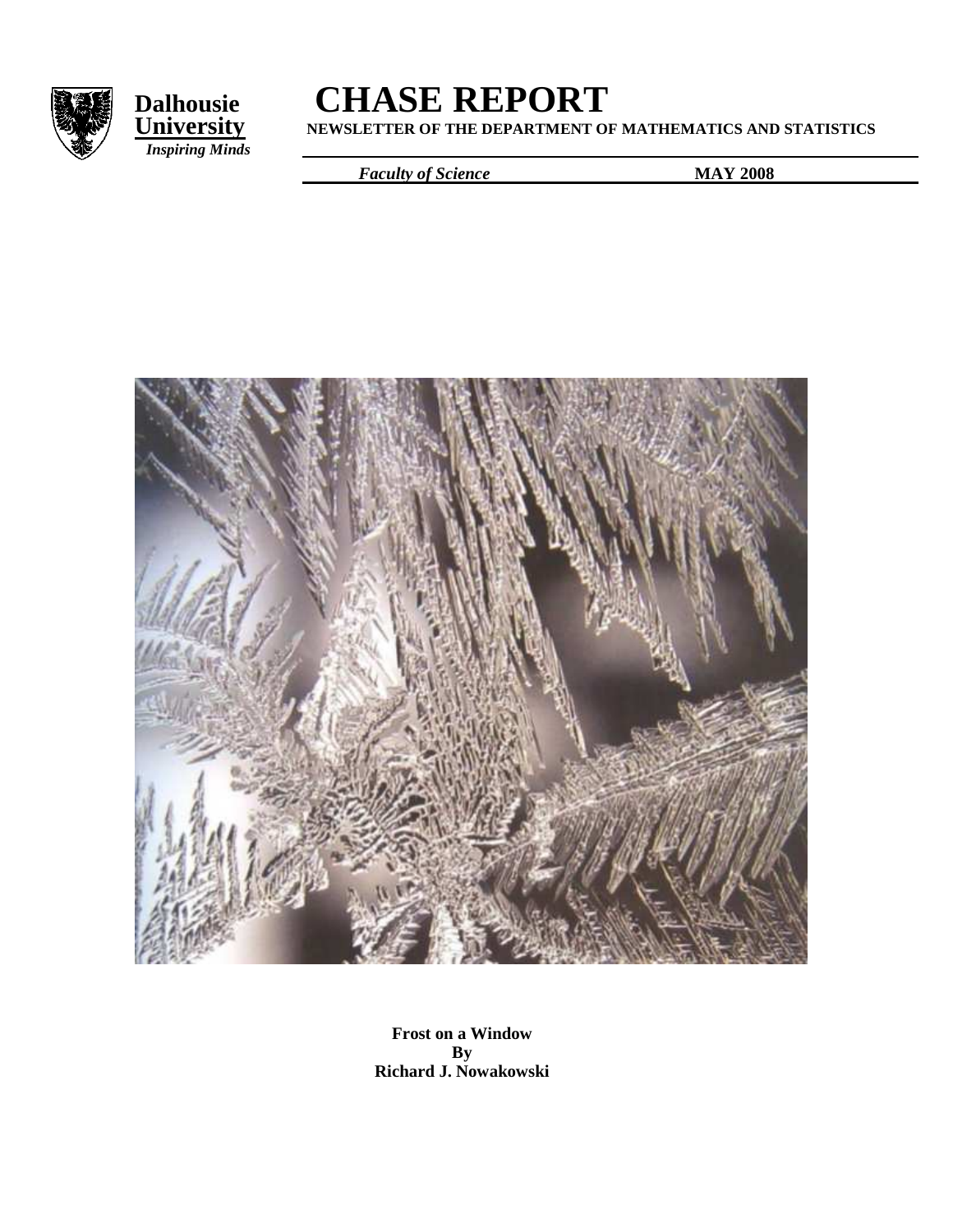**Dalhousie University**
*Inspiring Minds*

# CHASE REPORT

**NEWSLETTER OF THE DEPARTMENT OF MATHEMATICS AND STATISTICS**

*Faculty of Science* **MAY 2008**

**Frost on a Window**
**By**
**Richard J. Nowakowski**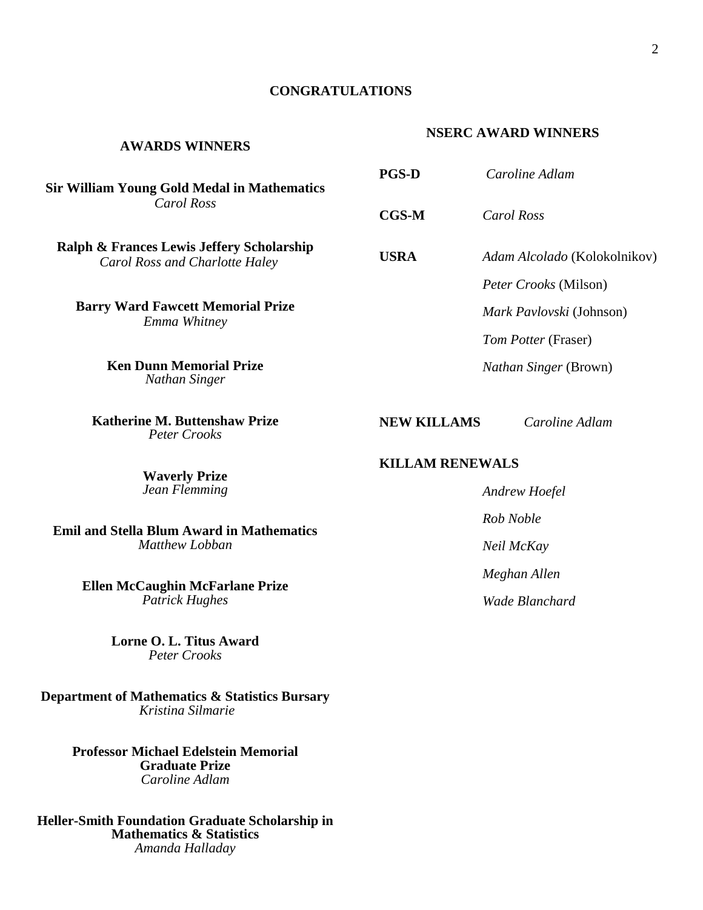## CONGRATULATIONS

### AWARDS WINNERS

**Sir William Young Gold Medal in Mathematics**
*Carol Ross*

**Ralph & Frances Lewis Jeffery Scholarship**
*Carol Ross and Charlotte Haley*

**Barry Ward Fawcett Memorial Prize**
*Emma Whitney*

**Ken Dunn Memorial Prize**
*Nathan Singer*

**Katherine M. Buttenshaw Prize**
*Peter Crooks*

**Waverly Prize**
*Jean Flemming*

**Emil and Stella Blum Award in Mathematics**
*Matthew Lobban*

**Ellen McCaughin McFarlane Prize**
*Patrick Hughes*

**Lorne O. L. Titus Award**
*Peter Crooks*

**Department of Mathematics & Statistics Bursary**
*Kristina Silmarie*

**Professor Michael Edelstein Memorial Graduate Prize**
*Caroline Adlam*

**Heller-Smith Foundation Graduate Scholarship in Mathematics & Statistics**
*Amanda Halladay*

### NSERC AWARD WINNERS

**PGS-D** *Caroline Adlam*

**CGS-M** *Carol Ross*

**USRA**
- *Adam Alcolado* (Kolokolnikov)
- *Peter Crooks* (Milson)
- *Mark Pavlovski* (Johnson)
- *Tom Potter* (Fraser)
- *Nathan Singer* (Brown)

**NEW KILLAMS** *Caroline Adlam*

**KILLAM RENEWALS**
- *Andrew Hoefel*
- *Rob Noble*
- *Neil McKay*
- *Meghan Allen*
- *Wade Blanchard*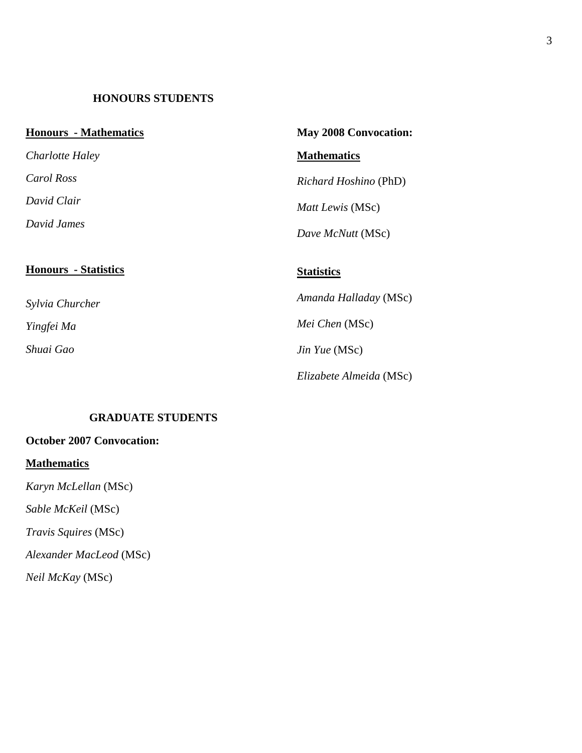## HONOURS STUDENTS

**Honours - Mathematics**

*Charlotte Haley*

*Carol Ross*

*David Clair*

*David James*

**Honours - Statistics**

*Sylvia Churcher*

*Yingfei Ma*

*Shuai Gao*

## GRADUATE STUDENTS

**October 2007 Convocation:**

**Mathematics**

*Karyn McLellan* (MSc)

*Sable McKeil* (MSc)

*Travis Squires* (MSc)

*Alexander MacLeod* (MSc)

*Neil McKay* (MSc)

**May 2008 Convocation:**

**Mathematics**

*Richard Hoshino* (PhD)

*Matt Lewis* (MSc)

*Dave McNutt* (MSc)

**Statistics**

*Amanda Halladay* (MSc)

*Mei Chen* (MSc)

*Jin Yue* (MSc)

*Elizabete Almeida* (MSc)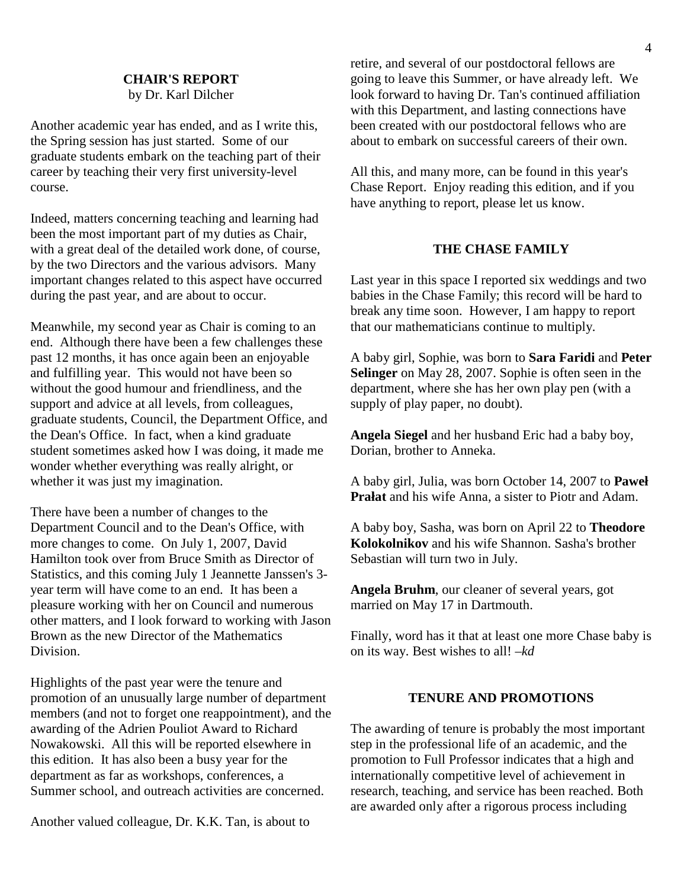## CHAIR'S REPORT

by Dr. Karl Dilcher

Another academic year has ended, and as I write this, the Spring session has just started. Some of our graduate students embark on the teaching part of their career by teaching their very first university-level course.

Indeed, matters concerning teaching and learning had been the most important part of my duties as Chair, with a great deal of the detailed work done, of course, by the two Directors and the various advisors. Many important changes related to this aspect have occurred during the past year, and are about to occur.

Meanwhile, my second year as Chair is coming to an end. Although there have been a few challenges these past 12 months, it has once again been an enjoyable and fulfilling year. This would not have been so without the good humour and friendliness, and the support and advice at all levels, from colleagues, graduate students, Council, the Department Office, and the Dean's Office. In fact, when a kind graduate student sometimes asked how I was doing, it made me wonder whether everything was really alright, or whether it was just my imagination.

There have been a number of changes to the Department Council and to the Dean's Office, with more changes to come. On July 1, 2007, David Hamilton took over from Bruce Smith as Director of Statistics, and this coming July 1 Jeannette Janssen's 3-year term will have come to an end. It has been a pleasure working with her on Council and numerous other matters, and I look forward to working with Jason Brown as the new Director of the Mathematics Division.

Highlights of the past year were the tenure and promotion of an unusually large number of department members (and not to forget one reappointment), and the awarding of the Adrien Pouliot Award to Richard Nowakowski. All this will be reported elsewhere in this edition. It has also been a busy year for the department as far as workshops, conferences, a Summer school, and outreach activities are concerned.

Another valued colleague, Dr. K.K. Tan, is about to retire, and several of our postdoctoral fellows are going to leave this Summer, or have already left. We look forward to having Dr. Tan's continued affiliation with this Department, and lasting connections have been created with our postdoctoral fellows who are about to embark on successful careers of their own.

All this, and many more, can be found in this year's Chase Report. Enjoy reading this edition, and if you have anything to report, please let us know.

## THE CHASE FAMILY

Last year in this space I reported six weddings and two babies in the Chase Family; this record will be hard to break any time soon. However, I am happy to report that our mathematicians continue to multiply.

A baby girl, Sophie, was born to **Sara Faridi** and **Peter Selinger** on May 28, 2007. Sophie is often seen in the department, where she has her own play pen (with a supply of play paper, no doubt).

**Angela Siegel** and her husband Eric had a baby boy, Dorian, brother to Anneka.

A baby girl, Julia, was born October 14, 2007 to **Paweł Prałat** and his wife Anna, a sister to Piotr and Adam.

A baby boy, Sasha, was born on April 22 to **Theodore Kolokolnikov** and his wife Shannon. Sasha's brother Sebastian will turn two in July.

**Angela Bruhm**, our cleaner of several years, got married on May 17 in Dartmouth.

Finally, word has it that at least one more Chase baby is on its way. Best wishes to all! *–kd*

## TENURE AND PROMOTIONS

The awarding of tenure is probably the most important step in the professional life of an academic, and the promotion to Full Professor indicates that a high and internationally competitive level of achievement in research, teaching, and service has been reached. Both are awarded only after a rigorous process including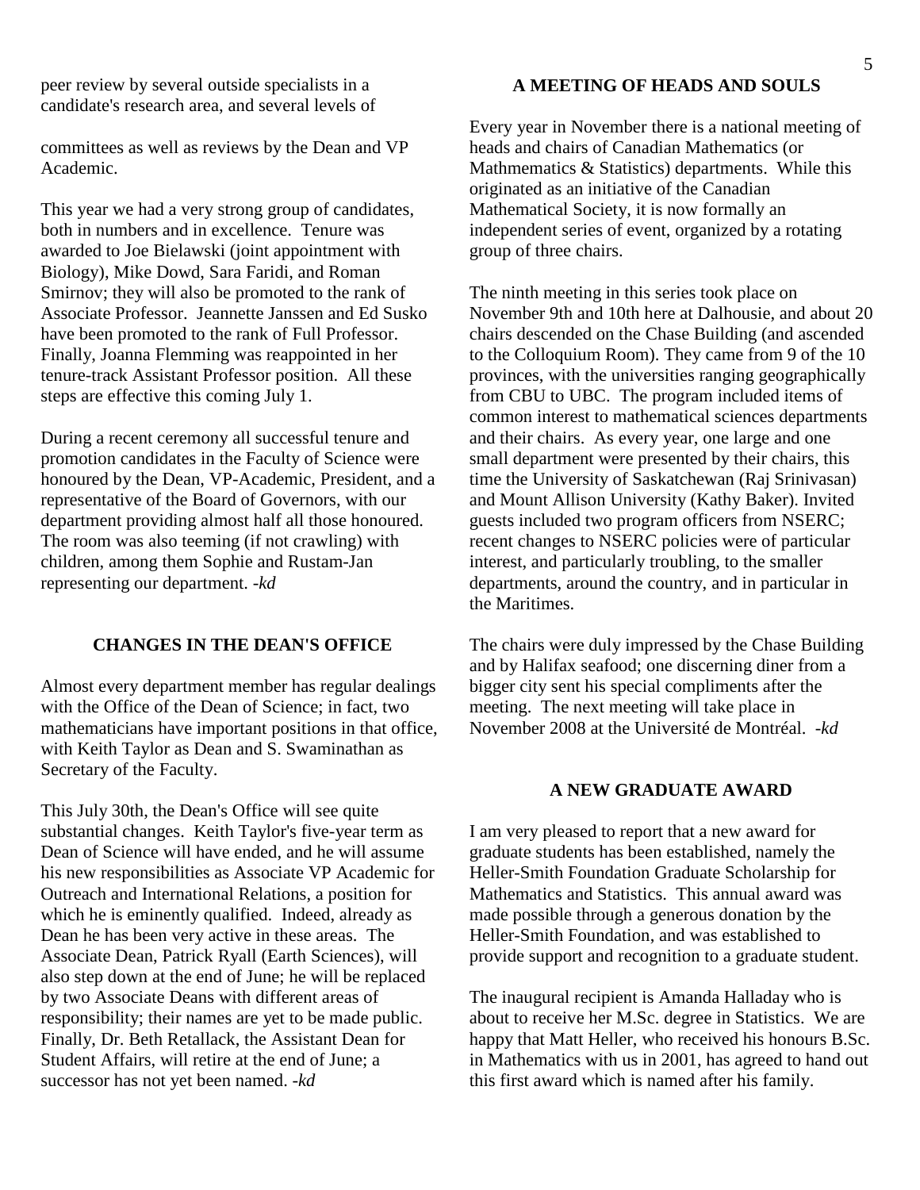peer review by several outside specialists in a candidate's research area, and several levels of

committees as well as reviews by the Dean and VP Academic.

This year we had a very strong group of candidates, both in numbers and in excellence. Tenure was awarded to Joe Bielawski (joint appointment with Biology), Mike Dowd, Sara Faridi, and Roman Smirnov; they will also be promoted to the rank of Associate Professor. Jeannette Janssen and Ed Susko have been promoted to the rank of Full Professor. Finally, Joanna Flemming was reappointed in her tenure-track Assistant Professor position. All these steps are effective this coming July 1.

During a recent ceremony all successful tenure and promotion candidates in the Faculty of Science were honoured by the Dean, VP-Academic, President, and a representative of the Board of Governors, with our department providing almost half all those honoured. The room was also teeming (if not crawling) with children, among them Sophie and Rustam-Jan representing our department. *-kd*

## CHANGES IN THE DEAN'S OFFICE

Almost every department member has regular dealings with the Office of the Dean of Science; in fact, two mathematicians have important positions in that office, with Keith Taylor as Dean and S. Swaminathan as Secretary of the Faculty.

This July 30th, the Dean's Office will see quite substantial changes. Keith Taylor's five-year term as Dean of Science will have ended, and he will assume his new responsibilities as Associate VP Academic for Outreach and International Relations, a position for which he is eminently qualified. Indeed, already as Dean he has been very active in these areas. The Associate Dean, Patrick Ryall (Earth Sciences), will also step down at the end of June; he will be replaced by two Associate Deans with different areas of responsibility; their names are yet to be made public. Finally, Dr. Beth Retallack, the Assistant Dean for Student Affairs, will retire at the end of June; a successor has not yet been named. *-kd*

## A MEETING OF HEADS AND SOULS

Every year in November there is a national meeting of heads and chairs of Canadian Mathematics (or Mathmematics & Statistics) departments. While this originated as an initiative of the Canadian Mathematical Society, it is now formally an independent series of event, organized by a rotating group of three chairs.

The ninth meeting in this series took place on November 9th and 10th here at Dalhousie, and about 20 chairs descended on the Chase Building (and ascended to the Colloquium Room). They came from 9 of the 10 provinces, with the universities ranging geographically from CBU to UBC. The program included items of common interest to mathematical sciences departments and their chairs. As every year, one large and one small department were presented by their chairs, this time the University of Saskatchewan (Raj Srinivasan) and Mount Allison University (Kathy Baker). Invited guests included two program officers from NSERC; recent changes to NSERC policies were of particular interest, and particularly troubling, to the smaller departments, around the country, and in particular in the Maritimes.

The chairs were duly impressed by the Chase Building and by Halifax seafood; one discerning diner from a bigger city sent his special compliments after the meeting. The next meeting will take place in November 2008 at the Université de Montréal. *-kd*

## A NEW GRADUATE AWARD

I am very pleased to report that a new award for graduate students has been established, namely the Heller-Smith Foundation Graduate Scholarship for Mathematics and Statistics. This annual award was made possible through a generous donation by the Heller-Smith Foundation, and was established to provide support and recognition to a graduate student.

The inaugural recipient is Amanda Halladay who is about to receive her M.Sc. degree in Statistics. We are happy that Matt Heller, who received his honours B.Sc. in Mathematics with us in 2001, has agreed to hand out this first award which is named after his family.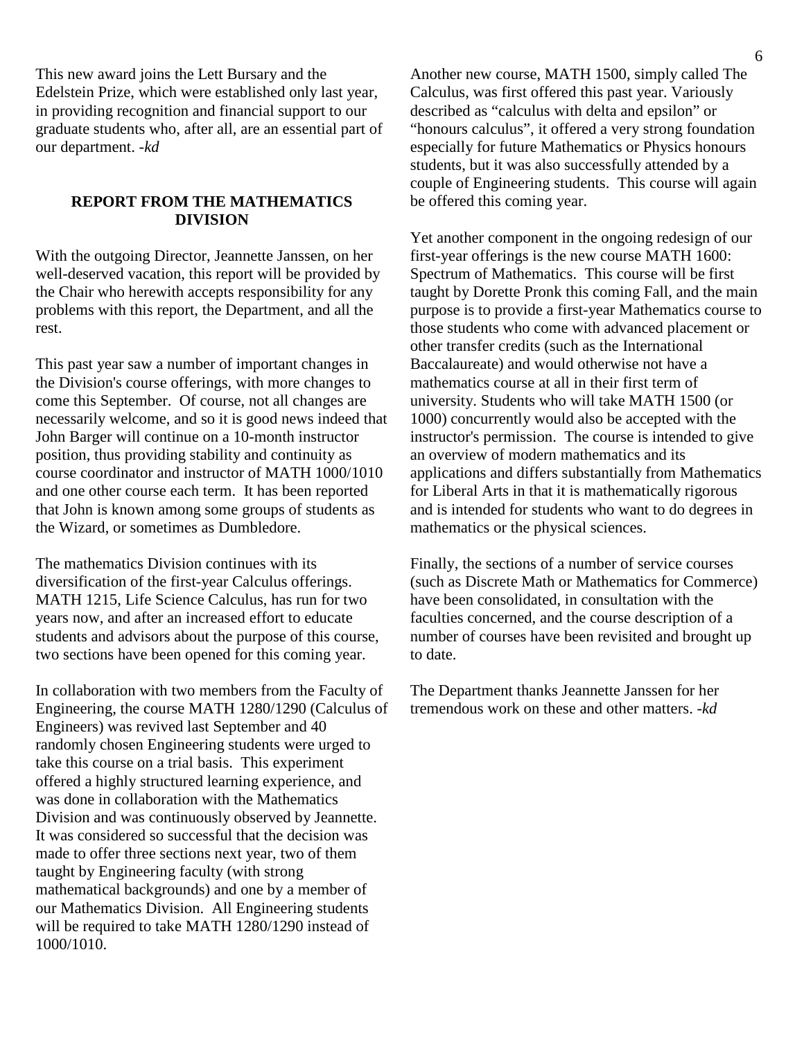This new award joins the Lett Bursary and the Edelstein Prize, which were established only last year, in providing recognition and financial support to our graduate students who, after all, are an essential part of our department. -*kd*

## REPORT FROM THE MATHEMATICS DIVISION

With the outgoing Director, Jeannette Janssen, on her well-deserved vacation, this report will be provided by the Chair who herewith accepts responsibility for any problems with this report, the Department, and all the rest.

This past year saw a number of important changes in the Division's course offerings, with more changes to come this September. Of course, not all changes are necessarily welcome, and so it is good news indeed that John Barger will continue on a 10-month instructor position, thus providing stability and continuity as course coordinator and instructor of MATH 1000/1010 and one other course each term. It has been reported that John is known among some groups of students as the Wizard, or sometimes as Dumbledore.

The mathematics Division continues with its diversification of the first-year Calculus offerings. MATH 1215, Life Science Calculus, has run for two years now, and after an increased effort to educate students and advisors about the purpose of this course, two sections have been opened for this coming year.

In collaboration with two members from the Faculty of Engineering, the course MATH 1280/1290 (Calculus of Engineers) was revived last September and 40 randomly chosen Engineering students were urged to take this course on a trial basis. This experiment offered a highly structured learning experience, and was done in collaboration with the Mathematics Division and was continuously observed by Jeannette. It was considered so successful that the decision was made to offer three sections next year, two of them taught by Engineering faculty (with strong mathematical backgrounds) and one by a member of our Mathematics Division. All Engineering students will be required to take MATH 1280/1290 instead of 1000/1010.

Another new course, MATH 1500, simply called The Calculus, was first offered this past year. Variously described as "calculus with delta and epsilon" or "honours calculus", it offered a very strong foundation especially for future Mathematics or Physics honours students, but it was also successfully attended by a couple of Engineering students. This course will again be offered this coming year.

Yet another component in the ongoing redesign of our first-year offerings is the new course MATH 1600: Spectrum of Mathematics. This course will be first taught by Dorette Pronk this coming Fall, and the main purpose is to provide a first-year Mathematics course to those students who come with advanced placement or other transfer credits (such as the International Baccalaureate) and would otherwise not have a mathematics course at all in their first term of university. Students who will take MATH 1500 (or 1000) concurrently would also be accepted with the instructor's permission. The course is intended to give an overview of modern mathematics and its applications and differs substantially from Mathematics for Liberal Arts in that it is mathematically rigorous and is intended for students who want to do degrees in mathematics or the physical sciences.

Finally, the sections of a number of service courses (such as Discrete Math or Mathematics for Commerce) have been consolidated, in consultation with the faculties concerned, and the course description of a number of courses have been revisited and brought up to date.

The Department thanks Jeannette Janssen for her tremendous work on these and other matters. -*kd*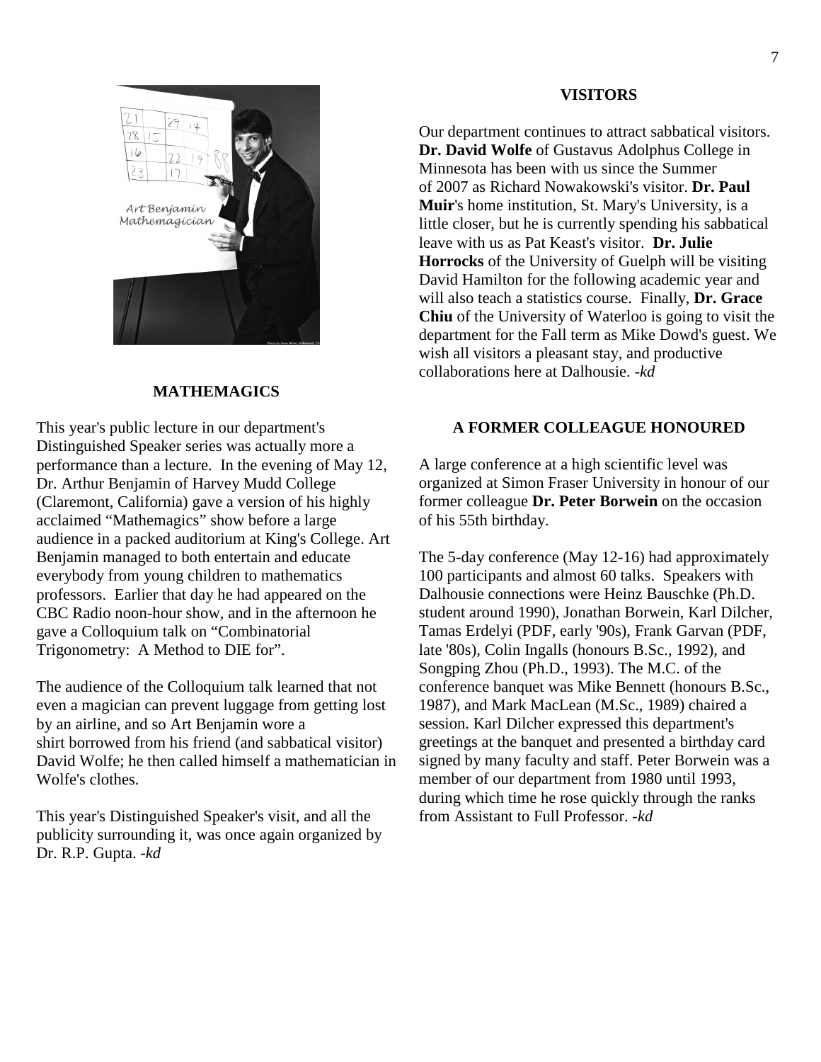## MATHEMAGICS

This year's public lecture in our department's Distinguished Speaker series was actually more a performance than a lecture. In the evening of May 12, Dr. Arthur Benjamin of Harvey Mudd College (Claremont, California) gave a version of his highly acclaimed "Mathemagics" show before a large audience in a packed auditorium at King's College. Art Benjamin managed to both entertain and educate everybody from young children to mathematics professors. Earlier that day he had appeared on the CBC Radio noon-hour show, and in the afternoon he gave a Colloquium talk on "Combinatorial Trigonometry: A Method to DIE for".

The audience of the Colloquium talk learned that not even a magician can prevent luggage from getting lost by an airline, and so Art Benjamin wore a shirt borrowed from his friend (and sabbatical visitor) David Wolfe; he then called himself a mathematician in Wolfe's clothes.

This year's Distinguished Speaker's visit, and all the publicity surrounding it, was once again organized by Dr. R.P. Gupta. *-kd*

## VISITORS

Our department continues to attract sabbatical visitors. **Dr. David Wolfe** of Gustavus Adolphus College in Minnesota has been with us since the Summer of 2007 as Richard Nowakowski's visitor. **Dr. Paul Muir**'s home institution, St. Mary's University, is a little closer, but he is currently spending his sabbatical leave with us as Pat Keast's visitor. **Dr. Julie Horrocks** of the University of Guelph will be visiting David Hamilton for the following academic year and will also teach a statistics course. Finally, **Dr. Grace Chiu** of the University of Waterloo is going to visit the department for the Fall term as Mike Dowd's guest. We wish all visitors a pleasant stay, and productive collaborations here at Dalhousie. *-kd*

## A FORMER COLLEAGUE HONOURED

A large conference at a high scientific level was organized at Simon Fraser University in honour of our former colleague **Dr. Peter Borwein** on the occasion of his 55th birthday.

The 5-day conference (May 12-16) had approximately 100 participants and almost 60 talks. Speakers with Dalhousie connections were Heinz Bauschke (Ph.D. student around 1990), Jonathan Borwein, Karl Dilcher, Tamas Erdelyi (PDF, early '90s), Frank Garvan (PDF, late '80s), Colin Ingalls (honours B.Sc., 1992), and Songping Zhou (Ph.D., 1993). The M.C. of the conference banquet was Mike Bennett (honours B.Sc., 1987), and Mark MacLean (M.Sc., 1989) chaired a session. Karl Dilcher expressed this department's greetings at the banquet and presented a birthday card signed by many faculty and staff. Peter Borwein was a member of our department from 1980 until 1993, during which time he rose quickly through the ranks from Assistant to Full Professor. *-kd*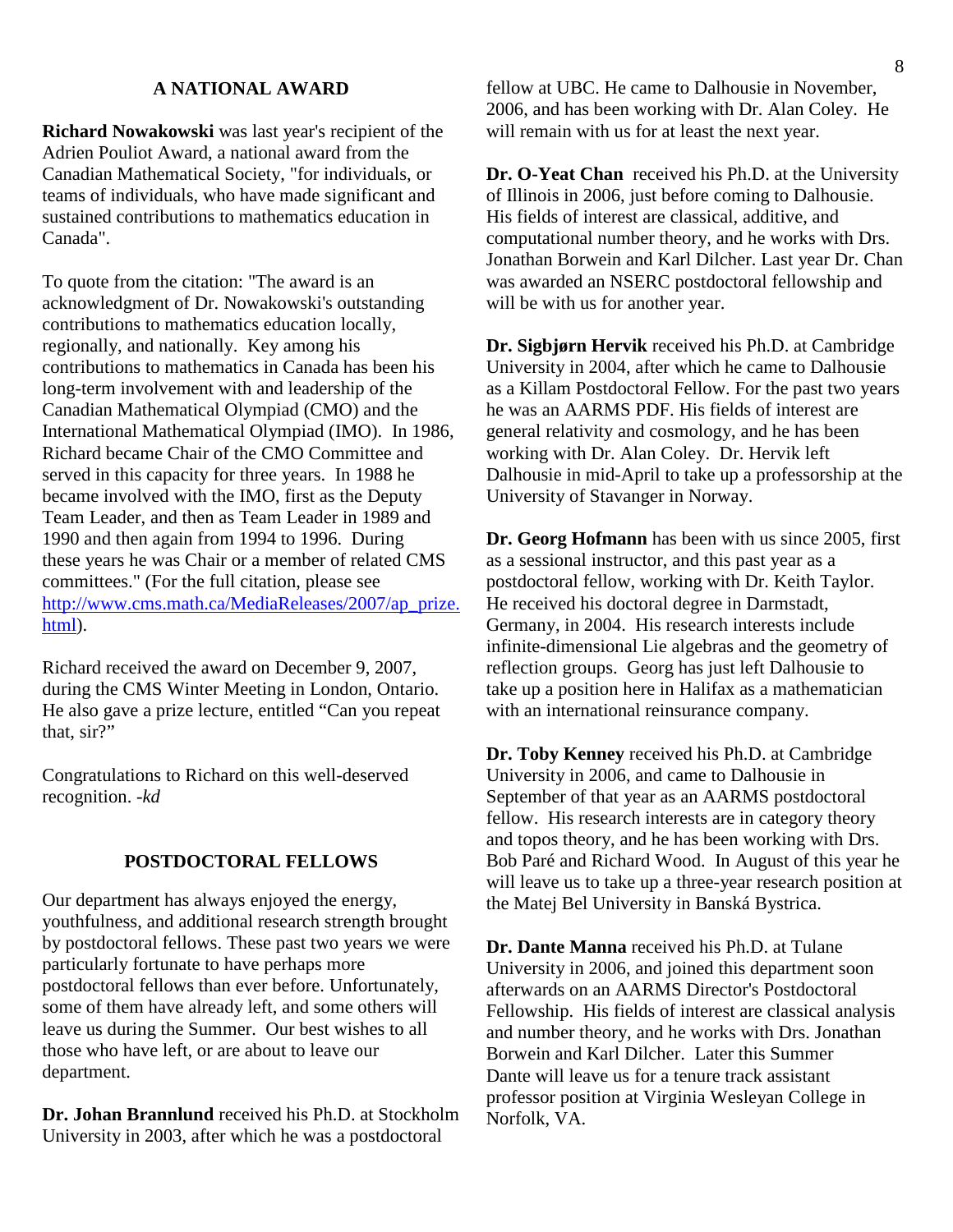## A NATIONAL AWARD

**Richard Nowakowski** was last year's recipient of the Adrien Pouliot Award, a national award from the Canadian Mathematical Society, "for individuals, or teams of individuals, who have made significant and sustained contributions to mathematics education in Canada".

To quote from the citation: "The award is an acknowledgment of Dr. Nowakowski's outstanding contributions to mathematics education locally, regionally, and nationally. Key among his contributions to mathematics in Canada has been his long-term involvement with and leadership of the Canadian Mathematical Olympiad (CMO) and the International Mathematical Olympiad (IMO). In 1986, Richard became Chair of the CMO Committee and served in this capacity for three years. In 1988 he became involved with the IMO, first as the Deputy Team Leader, and then as Team Leader in 1989 and 1990 and then again from 1994 to 1996. During these years he was Chair or a member of related CMS committees." (For the full citation, please see http://www.cms.math.ca/MediaReleases/2007/ap_prize.html).

Richard received the award on December 9, 2007, during the CMS Winter Meeting in London, Ontario. He also gave a prize lecture, entitled "Can you repeat that, sir?"

Congratulations to Richard on this well-deserved recognition. *-kd*

## POSTDOCTORAL FELLOWS

Our department has always enjoyed the energy, youthfulness, and additional research strength brought by postdoctoral fellows. These past two years we were particularly fortunate to have perhaps more postdoctoral fellows than ever before. Unfortunately, some of them have already left, and some others will leave us during the Summer. Our best wishes to all those who have left, or are about to leave our department.

**Dr. Johan Brannlund** received his Ph.D. at Stockholm University in 2003, after which he was a postdoctoral fellow at UBC. He came to Dalhousie in November, 2006, and has been working with Dr. Alan Coley. He will remain with us for at least the next year.

**Dr. O-Yeat Chan** received his Ph.D. at the University of Illinois in 2006, just before coming to Dalhousie. His fields of interest are classical, additive, and computational number theory, and he works with Drs. Jonathan Borwein and Karl Dilcher. Last year Dr. Chan was awarded an NSERC postdoctoral fellowship and will be with us for another year.

**Dr. Sigbjørn Hervik** received his Ph.D. at Cambridge University in 2004, after which he came to Dalhousie as a Killam Postdoctoral Fellow. For the past two years he was an AARMS PDF. His fields of interest are general relativity and cosmology, and he has been working with Dr. Alan Coley. Dr. Hervik left Dalhousie in mid-April to take up a professorship at the University of Stavanger in Norway.

**Dr. Georg Hofmann** has been with us since 2005, first as a sessional instructor, and this past year as a postdoctoral fellow, working with Dr. Keith Taylor. He received his doctoral degree in Darmstadt, Germany, in 2004. His research interests include infinite-dimensional Lie algebras and the geometry of reflection groups. Georg has just left Dalhousie to take up a position here in Halifax as a mathematician with an international reinsurance company.

**Dr. Toby Kenney** received his Ph.D. at Cambridge University in 2006, and came to Dalhousie in September of that year as an AARMS postdoctoral fellow. His research interests are in category theory and topos theory, and he has been working with Drs. Bob Paré and Richard Wood. In August of this year he will leave us to take up a three-year research position at the Matej Bel University in Banská Bystrica.

**Dr. Dante Manna** received his Ph.D. at Tulane University in 2006, and joined this department soon afterwards on an AARMS Director's Postdoctoral Fellowship. His fields of interest are classical analysis and number theory, and he works with Drs. Jonathan Borwein and Karl Dilcher. Later this Summer Dante will leave us for a tenure track assistant professor position at Virginia Wesleyan College in Norfolk, VA.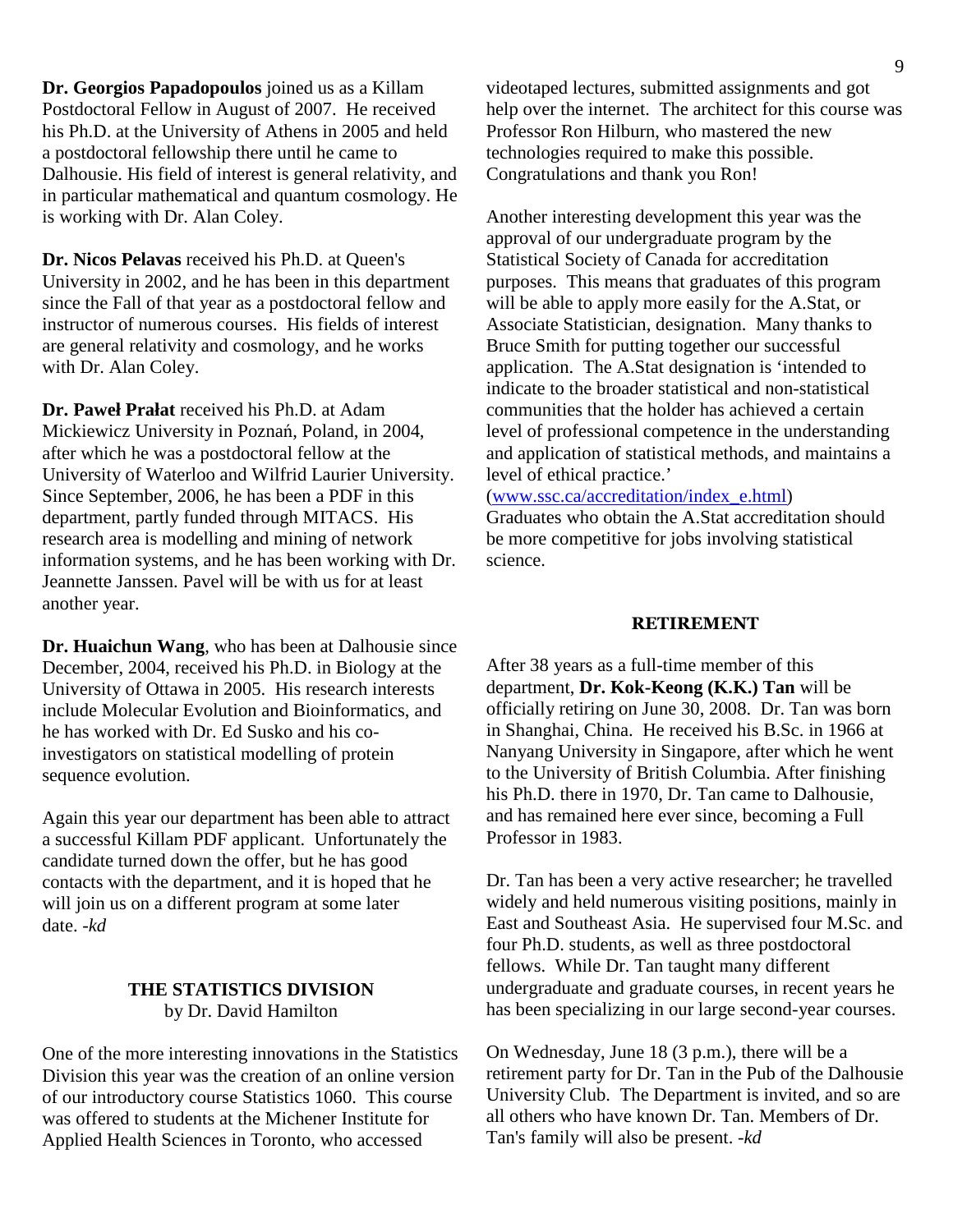**Dr. Georgios Papadopoulos** joined us as a Killam Postdoctoral Fellow in August of 2007. He received his Ph.D. at the University of Athens in 2005 and held a postdoctoral fellowship there until he came to Dalhousie. His field of interest is general relativity, and in particular mathematical and quantum cosmology. He is working with Dr. Alan Coley.

**Dr. Nicos Pelavas** received his Ph.D. at Queen's University in 2002, and he has been in this department since the Fall of that year as a postdoctoral fellow and instructor of numerous courses. His fields of interest are general relativity and cosmology, and he works with Dr. Alan Coley.

**Dr. Paweł Prałat** received his Ph.D. at Adam Mickiewicz University in Poznań, Poland, in 2004, after which he was a postdoctoral fellow at the University of Waterloo and Wilfrid Laurier University. Since September, 2006, he has been a PDF in this department, partly funded through MITACS. His research area is modelling and mining of network information systems, and he has been working with Dr. Jeannette Janssen. Pavel will be with us for at least another year.

**Dr. Huaichun Wang**, who has been at Dalhousie since December, 2004, received his Ph.D. in Biology at the University of Ottawa in 2005. His research interests include Molecular Evolution and Bioinformatics, and he has worked with Dr. Ed Susko and his co-investigators on statistical modelling of protein sequence evolution.

Again this year our department has been able to attract a successful Killam PDF applicant. Unfortunately the candidate turned down the offer, but he has good contacts with the department, and it is hoped that he will join us on a different program at some later date. -*kd*

## THE STATISTICS DIVISION

by Dr. David Hamilton

One of the more interesting innovations in the Statistics Division this year was the creation of an online version of our introductory course Statistics 1060. This course was offered to students at the Michener Institute for Applied Health Sciences in Toronto, who accessed videotaped lectures, submitted assignments and got help over the internet. The architect for this course was Professor Ron Hilburn, who mastered the new technologies required to make this possible. Congratulations and thank you Ron!

Another interesting development this year was the approval of our undergraduate program by the Statistical Society of Canada for accreditation purposes. This means that graduates of this program will be able to apply more easily for the A.Stat, or Associate Statistician, designation. Many thanks to Bruce Smith for putting together our successful application. The A.Stat designation is 'intended to indicate to the broader statistical and non-statistical communities that the holder has achieved a certain level of professional competence in the understanding and application of statistical methods, and maintains a level of ethical practice.' (www.ssc.ca/accreditation/index_e.html) Graduates who obtain the A.Stat accreditation should be more competitive for jobs involving statistical science.

## RETIREMENT

After 38 years as a full-time member of this department, **Dr. Kok-Keong (K.K.) Tan** will be officially retiring on June 30, 2008. Dr. Tan was born in Shanghai, China. He received his B.Sc. in 1966 at Nanyang University in Singapore, after which he went to the University of British Columbia. After finishing his Ph.D. there in 1970, Dr. Tan came to Dalhousie, and has remained here ever since, becoming a Full Professor in 1983.

Dr. Tan has been a very active researcher; he travelled widely and held numerous visiting positions, mainly in East and Southeast Asia. He supervised four M.Sc. and four Ph.D. students, as well as three postdoctoral fellows. While Dr. Tan taught many different undergraduate and graduate courses, in recent years he has been specializing in our large second-year courses.

On Wednesday, June 18 (3 p.m.), there will be a retirement party for Dr. Tan in the Pub of the Dalhousie University Club. The Department is invited, and so are all others who have known Dr. Tan. Members of Dr. Tan's family will also be present. -*kd*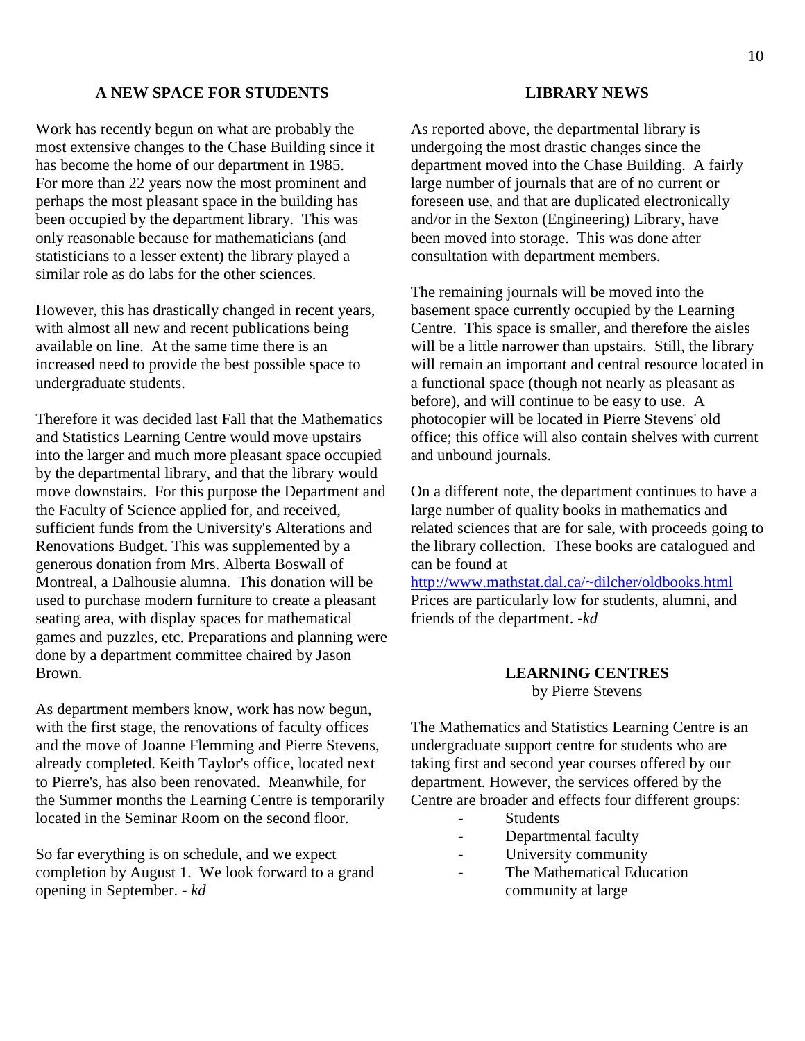## A NEW SPACE FOR STUDENTS

Work has recently begun on what are probably the most extensive changes to the Chase Building since it has become the home of our department in 1985. For more than 22 years now the most prominent and perhaps the most pleasant space in the building has been occupied by the department library. This was only reasonable because for mathematicians (and statisticians to a lesser extent) the library played a similar role as do labs for the other sciences.

However, this has drastically changed in recent years, with almost all new and recent publications being available on line. At the same time there is an increased need to provide the best possible space to undergraduate students.

Therefore it was decided last Fall that the Mathematics and Statistics Learning Centre would move upstairs into the larger and much more pleasant space occupied by the departmental library, and that the library would move downstairs. For this purpose the Department and the Faculty of Science applied for, and received, sufficient funds from the University's Alterations and Renovations Budget. This was supplemented by a generous donation from Mrs. Alberta Boswall of Montreal, a Dalhousie alumna. This donation will be used to purchase modern furniture to create a pleasant seating area, with display spaces for mathematical games and puzzles, etc. Preparations and planning were done by a department committee chaired by Jason Brown.

As department members know, work has now begun, with the first stage, the renovations of faculty offices and the move of Joanne Flemming and Pierre Stevens, already completed. Keith Taylor's office, located next to Pierre's, has also been renovated. Meanwhile, for the Summer months the Learning Centre is temporarily located in the Seminar Room on the second floor.

So far everything is on schedule, and we expect completion by August 1. We look forward to a grand opening in September. *- kd*

## LIBRARY NEWS

As reported above, the departmental library is undergoing the most drastic changes since the department moved into the Chase Building. A fairly large number of journals that are of no current or foreseen use, and that are duplicated electronically and/or in the Sexton (Engineering) Library, have been moved into storage. This was done after consultation with department members.

The remaining journals will be moved into the basement space currently occupied by the Learning Centre. This space is smaller, and therefore the aisles will be a little narrower than upstairs. Still, the library will remain an important and central resource located in a functional space (though not nearly as pleasant as before), and will continue to be easy to use. A photocopier will be located in Pierre Stevens' old office; this office will also contain shelves with current and unbound journals.

On a different note, the department continues to have a large number of quality books in mathematics and related sciences that are for sale, with proceeds going to the library collection. These books are catalogued and can be found at
http://www.mathstat.dal.ca/~dilcher/oldbooks.html
Prices are particularly low for students, alumni, and friends of the department. *-kd*

## LEARNING CENTRES

by Pierre Stevens

The Mathematics and Statistics Learning Centre is an undergraduate support centre for students who are taking first and second year courses offered by our department. However, the services offered by the Centre are broader and effects four different groups:

- Students
- Departmental faculty
- University community
- The Mathematical Education community at large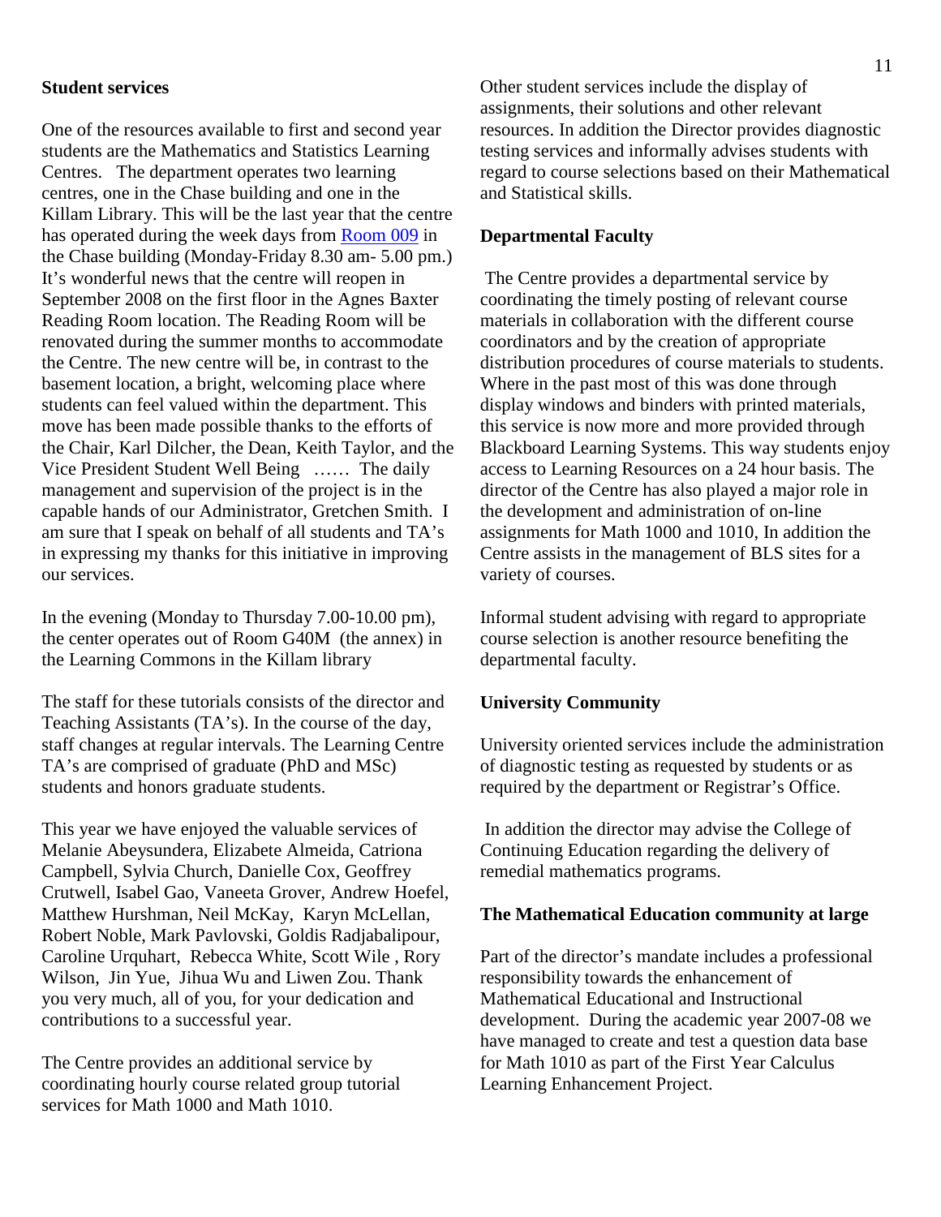## Student services

One of the resources available to first and second year students are the Mathematics and Statistics Learning Centres. The department operates two learning centres, one in the Chase building and one in the Killam Library. This will be the last year that the centre has operated during the week days from Room 009 in the Chase building (Monday-Friday 8.30 am- 5.00 pm.) It's wonderful news that the centre will reopen in September 2008 on the first floor in the Agnes Baxter Reading Room location. The Reading Room will be renovated during the summer months to accommodate the Centre. The new centre will be, in contrast to the basement location, a bright, welcoming place where students can feel valued within the department. This move has been made possible thanks to the efforts of the Chair, Karl Dilcher, the Dean, Keith Taylor, and the Vice President Student Well Being …… The daily management and supervision of the project is in the capable hands of our Administrator, Gretchen Smith. I am sure that I speak on behalf of all students and TA's in expressing my thanks for this initiative in improving our services.

In the evening (Monday to Thursday 7.00-10.00 pm), the center operates out of Room G40M (the annex) in the Learning Commons in the Killam library

The staff for these tutorials consists of the director and Teaching Assistants (TA's). In the course of the day, staff changes at regular intervals. The Learning Centre TA's are comprised of graduate (PhD and MSc) students and honors graduate students.

This year we have enjoyed the valuable services of Melanie Abeysundera, Elizabete Almeida, Catriona Campbell, Sylvia Church, Danielle Cox, Geoffrey Crutwell, Isabel Gao, Vaneeta Grover, Andrew Hoefel, Matthew Hurshman, Neil McKay, Karyn McLellan, Robert Noble, Mark Pavlovski, Goldis Radjabalipour, Caroline Urquhart, Rebecca White, Scott Wile , Rory Wilson, Jin Yue, Jihua Wu and Liwen Zou. Thank you very much, all of you, for your dedication and contributions to a successful year.

The Centre provides an additional service by coordinating hourly course related group tutorial services for Math 1000 and Math 1010.

Other student services include the display of assignments, their solutions and other relevant resources. In addition the Director provides diagnostic testing services and informally advises students with regard to course selections based on their Mathematical and Statistical skills.

## Departmental Faculty

The Centre provides a departmental service by coordinating the timely posting of relevant course materials in collaboration with the different course coordinators and by the creation of appropriate distribution procedures of course materials to students. Where in the past most of this was done through display windows and binders with printed materials, this service is now more and more provided through Blackboard Learning Systems. This way students enjoy access to Learning Resources on a 24 hour basis. The director of the Centre has also played a major role in the development and administration of on-line assignments for Math 1000 and 1010, In addition the Centre assists in the management of BLS sites for a variety of courses.

Informal student advising with regard to appropriate course selection is another resource benefiting the departmental faculty.

## University Community

University oriented services include the administration of diagnostic testing as requested by students or as required by the department or Registrar's Office.

In addition the director may advise the College of Continuing Education regarding the delivery of remedial mathematics programs.

## The Mathematical Education community at large

Part of the director's mandate includes a professional responsibility towards the enhancement of Mathematical Educational and Instructional development. During the academic year 2007-08 we have managed to create and test a question data base for Math 1010 as part of the First Year Calculus Learning Enhancement Project.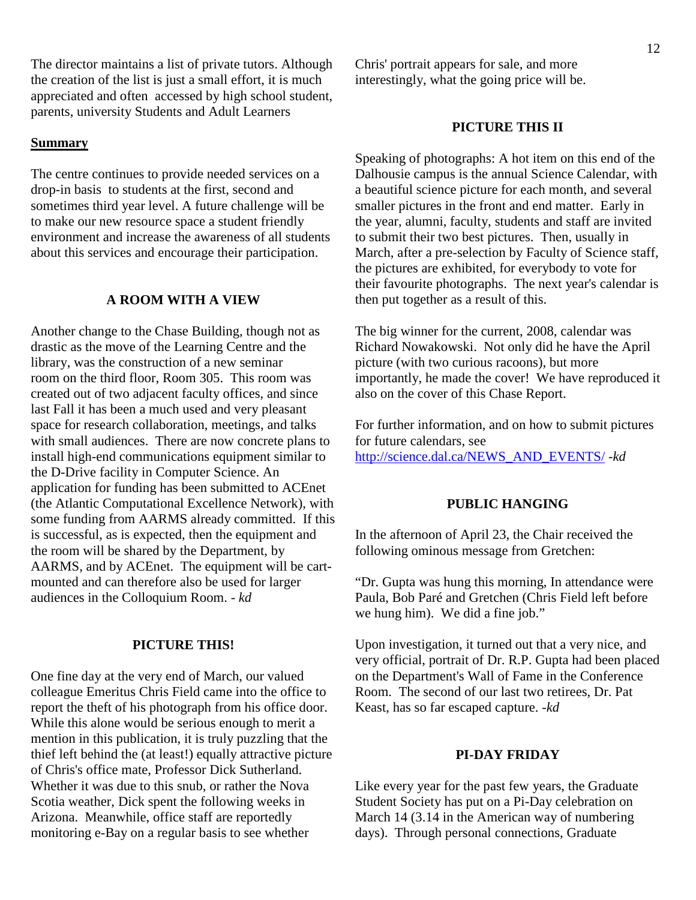The director maintains a list of private tutors. Although the creation of the list is just a small effort, it is much appreciated and often accessed by high school student, parents, university Students and Adult Learners

**Summary**

The centre continues to provide needed services on a drop-in basis to students at the first, second and sometimes third year level. A future challenge will be to make our new resource space a student friendly environment and increase the awareness of all students about this services and encourage their participation.

## A ROOM WITH A VIEW

Another change to the Chase Building, though not as drastic as the move of the Learning Centre and the library, was the construction of a new seminar room on the third floor, Room 305. This room was created out of two adjacent faculty offices, and since last Fall it has been a much used and very pleasant space for research collaboration, meetings, and talks with small audiences. There are now concrete plans to install high-end communications equipment similar to the D-Drive facility in Computer Science. An application for funding has been submitted to ACEnet (the Atlantic Computational Excellence Network), with some funding from AARMS already committed. If this is successful, as is expected, then the equipment and the room will be shared by the Department, by AARMS, and by ACEnet. The equipment will be cart-mounted and can therefore also be used for larger audiences in the Colloquium Room. *- kd*

## PICTURE THIS!

One fine day at the very end of March, our valued colleague Emeritus Chris Field came into the office to report the theft of his photograph from his office door. While this alone would be serious enough to merit a mention in this publication, it is truly puzzling that the thief left behind the (at least!) equally attractive picture of Chris's office mate, Professor Dick Sutherland. Whether it was due to this snub, or rather the Nova Scotia weather, Dick spent the following weeks in Arizona. Meanwhile, office staff are reportedly monitoring e-Bay on a regular basis to see whether Chris' portrait appears for sale, and more interestingly, what the going price will be.

## PICTURE THIS II

Speaking of photographs: A hot item on this end of the Dalhousie campus is the annual Science Calendar, with a beautiful science picture for each month, and several smaller pictures in the front and end matter. Early in the year, alumni, faculty, students and staff are invited to submit their two best pictures. Then, usually in March, after a pre-selection by Faculty of Science staff, the pictures are exhibited, for everybody to vote for their favourite photographs. The next year's calendar is then put together as a result of this.

The big winner for the current, 2008, calendar was Richard Nowakowski. Not only did he have the April picture (with two curious racoons), but more importantly, he made the cover! We have reproduced it also on the cover of this Chase Report.

For further information, and on how to submit pictures for future calendars, see http://science.dal.ca/NEWS_AND_EVENTS/ *-kd*

## PUBLIC HANGING

In the afternoon of April 23, the Chair received the following ominous message from Gretchen:

"Dr. Gupta was hung this morning, In attendance were Paula, Bob Paré and Gretchen (Chris Field left before we hung him). We did a fine job."

Upon investigation, it turned out that a very nice, and very official, portrait of Dr. R.P. Gupta had been placed on the Department's Wall of Fame in the Conference Room. The second of our last two retirees, Dr. Pat Keast, has so far escaped capture. *-kd*

## PI-DAY FRIDAY

Like every year for the past few years, the Graduate Student Society has put on a Pi-Day celebration on March 14 (3.14 in the American way of numbering days). Through personal connections, Graduate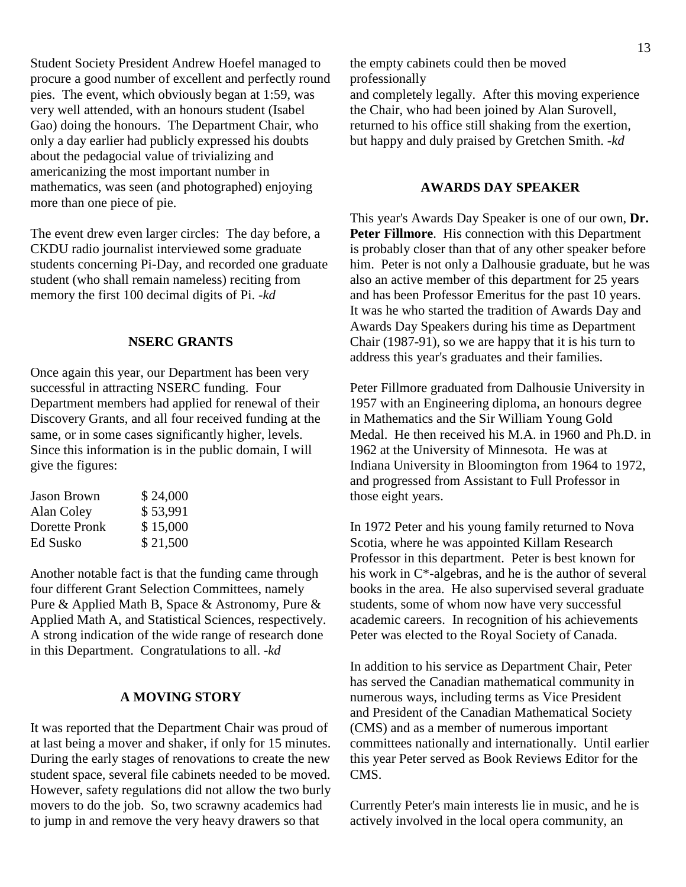Student Society President Andrew Hoefel managed to procure a good number of excellent and perfectly round pies. The event, which obviously began at 1:59, was very well attended, with an honours student (Isabel Gao) doing the honours. The Department Chair, who only a day earlier had publicly expressed his doubts about the pedagocial value of trivializing and americanizing the most important number in mathematics, was seen (and photographed) enjoying more than one piece of pie.

The event drew even larger circles: The day before, a CKDU radio journalist interviewed some graduate students concerning Pi-Day, and recorded one graduate student (who shall remain nameless) reciting from memory the first 100 decimal digits of Pi. *-kd*

## NSERC GRANTS

Once again this year, our Department has been very successful in attracting NSERC funding. Four Department members had applied for renewal of their Discovery Grants, and all four received funding at the same, or in some cases significantly higher, levels. Since this information is in the public domain, I will give the figures:

| | |
|---|---|
| Jason Brown | $ 24,000 |
| Alan Coley | $ 53,991 |
| Dorette Pronk | $ 15,000 |
| Ed Susko | $ 21,500 |

Another notable fact is that the funding came through four different Grant Selection Committees, namely Pure & Applied Math B, Space & Astronomy, Pure & Applied Math A, and Statistical Sciences, respectively. A strong indication of the wide range of research done in this Department. Congratulations to all. *-kd*

## A MOVING STORY

It was reported that the Department Chair was proud of at last being a mover and shaker, if only for 15 minutes. During the early stages of renovations to create the new student space, several file cabinets needed to be moved. However, safety regulations did not allow the two burly movers to do the job. So, two scrawny academics had to jump in and remove the very heavy drawers so that the empty cabinets could then be moved professionally and completely legally. After this moving experience the Chair, who had been joined by Alan Surovell, returned to his office still shaking from the exertion, but happy and duly praised by Gretchen Smith. *-kd*

## AWARDS DAY SPEAKER

This year's Awards Day Speaker is one of our own, **Dr. Peter Fillmore**. His connection with this Department is probably closer than that of any other speaker before him. Peter is not only a Dalhousie graduate, but he was also an active member of this department for 25 years and has been Professor Emeritus for the past 10 years. It was he who started the tradition of Awards Day and Awards Day Speakers during his time as Department Chair (1987-91), so we are happy that it is his turn to address this year's graduates and their families.

Peter Fillmore graduated from Dalhousie University in 1957 with an Engineering diploma, an honours degree in Mathematics and the Sir William Young Gold Medal. He then received his M.A. in 1960 and Ph.D. in 1962 at the University of Minnesota. He was at Indiana University in Bloomington from 1964 to 1972, and progressed from Assistant to Full Professor in those eight years.

In 1972 Peter and his young family returned to Nova Scotia, where he was appointed Killam Research Professor in this department. Peter is best known for his work in C*-algebras, and he is the author of several books in the area. He also supervised several graduate students, some of whom now have very successful academic careers. In recognition of his achievements Peter was elected to the Royal Society of Canada.

In addition to his service as Department Chair, Peter has served the Canadian mathematical community in numerous ways, including terms as Vice President and President of the Canadian Mathematical Society (CMS) and as a member of numerous important committees nationally and internationally. Until earlier this year Peter served as Book Reviews Editor for the CMS.

Currently Peter's main interests lie in music, and he is actively involved in the local opera community, an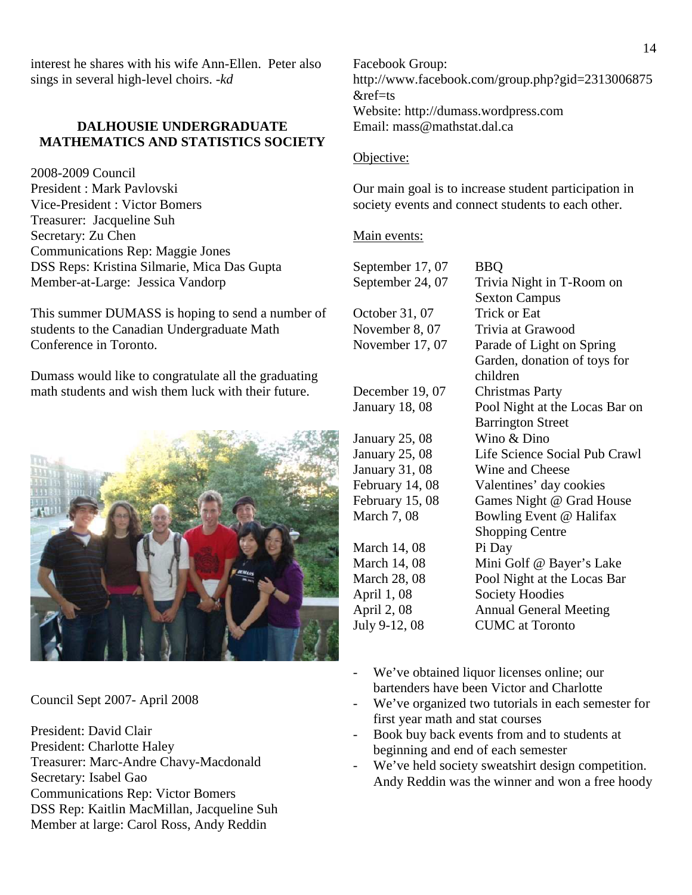interest he shares with his wife Ann-Ellen. Peter also sings in several high-level choirs. *-kd*

### DALHOUSIE UNDERGRADUATE MATHEMATICS AND STATISTICS SOCIETY

2008-2009 Council
President : Mark Pavlovski
Vice-President : Victor Bomers
Treasurer: Jacqueline Suh
Secretary: Zu Chen
Communications Rep: Maggie Jones
DSS Reps: Kristina Silmarie, Mica Das Gupta
Member-at-Large: Jessica Vandorp

This summer DUMASS is hoping to send a number of students to the Canadian Undergraduate Math Conference in Toronto.

Dumass would like to congratulate all the graduating math students and wish them luck with their future.

Council Sept 2007- April 2008

President: David Clair
President: Charlotte Haley
Treasurer: Marc-Andre Chavy-Macdonald
Secretary: Isabel Gao
Communications Rep: Victor Bomers
DSS Rep: Kaitlin MacMillan, Jacqueline Suh
Member at large: Carol Ross, Andy Reddin

Facebook Group:
http://www.facebook.com/group.php?gid=2313006875&ref=ts
Website: http://dumass.wordpress.com
Email: mass@mathstat.dal.ca

Objective:

Our main goal is to increase student participation in society events and connect students to each other.

Main events:

| | |
|---|---|
| September 17, 07 | BBQ |
| September 24, 07 | Trivia Night in T-Room on Sexton Campus |
| October 31, 07 | Trick or Eat |
| November 8, 07 | Trivia at Grawood |
| November 17, 07 | Parade of Light on Spring Garden, donation of toys for children |
| December 19, 07 | Christmas Party |
| January 18, 08 | Pool Night at the Locas Bar on Barrington Street |
| January 25, 08 | Wino & Dino |
| January 25, 08 | Life Science Social Pub Crawl |
| January 31, 08 | Wine and Cheese |
| February 14, 08 | Valentines' day cookies |
| February 15, 08 | Games Night @ Grad House |
| March 7, 08 | Bowling Event @ Halifax Shopping Centre |
| March 14, 08 | Pi Day |
| March 14, 08 | Mini Golf @ Bayer's Lake |
| March 28, 08 | Pool Night at the Locas Bar |
| April 1, 08 | Society Hoodies |
| April 2, 08 | Annual General Meeting |
| July 9-12, 08 | CUMC at Toronto |

- We've obtained liquor licenses online; our bartenders have been Victor and Charlotte
- We've organized two tutorials in each semester for first year math and stat courses
- Book buy back events from and to students at beginning and end of each semester
- We've held society sweatshirt design competition. Andy Reddin was the winner and won a free hoody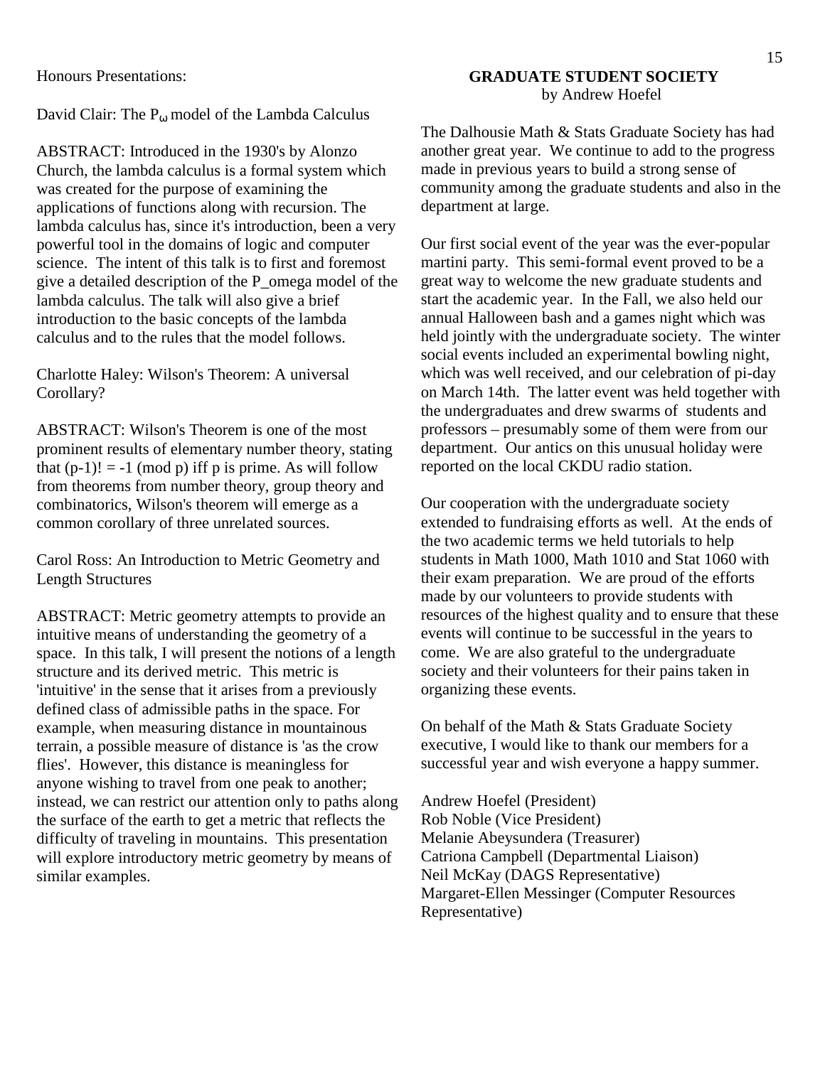Honours Presentations:

David Clair: The $P_\omega$ model of the Lambda Calculus

ABSTRACT: Introduced in the 1930's by Alonzo Church, the lambda calculus is a formal system which was created for the purpose of examining the applications of functions along with recursion. The lambda calculus has, since it's introduction, been a very powerful tool in the domains of logic and computer science. The intent of this talk is to first and foremost give a detailed description of the P_omega model of the lambda calculus. The talk will also give a brief introduction to the basic concepts of the lambda calculus and to the rules that the model follows.

Charlotte Haley: Wilson's Theorem: A universal Corollary?

ABSTRACT: Wilson's Theorem is one of the most prominent results of elementary number theory, stating that (p-1)! = -1 (mod p) iff p is prime. As will follow from theorems from number theory, group theory and combinatorics, Wilson's theorem will emerge as a common corollary of three unrelated sources.

Carol Ross: An Introduction to Metric Geometry and Length Structures

ABSTRACT: Metric geometry attempts to provide an intuitive means of understanding the geometry of a space. In this talk, I will present the notions of a length structure and its derived metric. This metric is 'intuitive' in the sense that it arises from a previously defined class of admissible paths in the space. For example, when measuring distance in mountainous terrain, a possible measure of distance is 'as the crow flies'. However, this distance is meaningless for anyone wishing to travel from one peak to another; instead, we can restrict our attention only to paths along the surface of the earth to get a metric that reflects the difficulty of traveling in mountains. This presentation will explore introductory metric geometry by means of similar examples.

## GRADUATE STUDENT SOCIETY

by Andrew Hoefel

The Dalhousie Math & Stats Graduate Society has had another great year. We continue to add to the progress made in previous years to build a strong sense of community among the graduate students and also in the department at large.

Our first social event of the year was the ever-popular martini party. This semi-formal event proved to be a great way to welcome the new graduate students and start the academic year. In the Fall, we also held our annual Halloween bash and a games night which was held jointly with the undergraduate society. The winter social events included an experimental bowling night, which was well received, and our celebration of pi-day on March 14th. The latter event was held together with the undergraduates and drew swarms of students and professors – presumably some of them were from our department. Our antics on this unusual holiday were reported on the local CKDU radio station.

Our cooperation with the undergraduate society extended to fundraising efforts as well. At the ends of the two academic terms we held tutorials to help students in Math 1000, Math 1010 and Stat 1060 with their exam preparation. We are proud of the efforts made by our volunteers to provide students with resources of the highest quality and to ensure that these events will continue to be successful in the years to come. We are also grateful to the undergraduate society and their volunteers for their pains taken in organizing these events.

On behalf of the Math & Stats Graduate Society executive, I would like to thank our members for a successful year and wish everyone a happy summer.

Andrew Hoefel (President)
Rob Noble (Vice President)
Melanie Abeysundera (Treasurer)
Catriona Campbell (Departmental Liaison)
Neil McKay (DAGS Representative)
Margaret-Ellen Messinger (Computer Resources Representative)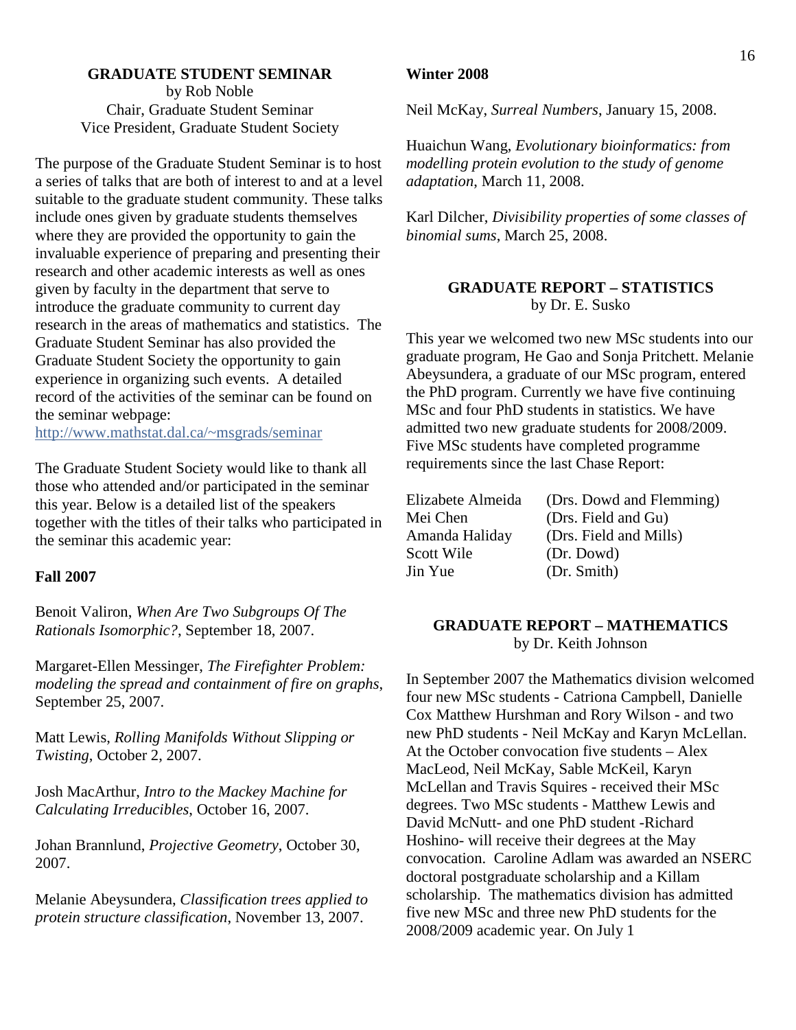## GRADUATE STUDENT SEMINAR

by Rob Noble
Chair, Graduate Student Seminar
Vice President, Graduate Student Society

The purpose of the Graduate Student Seminar is to host a series of talks that are both of interest to and at a level suitable to the graduate student community. These talks include ones given by graduate students themselves where they are provided the opportunity to gain the invaluable experience of preparing and presenting their research and other academic interests as well as ones given by faculty in the department that serve to introduce the graduate community to current day research in the areas of mathematics and statistics. The Graduate Student Seminar has also provided the Graduate Student Society the opportunity to gain experience in organizing such events. A detailed record of the activities of the seminar can be found on the seminar webpage:
http://www.mathstat.dal.ca/~msgrads/seminar

The Graduate Student Society would like to thank all those who attended and/or participated in the seminar this year. Below is a detailed list of the speakers together with the titles of their talks who participated in the seminar this academic year:

**Fall 2007**

Benoit Valiron, *When Are Two Subgroups Of The Rationals Isomorphic?*, September 18, 2007.

Margaret-Ellen Messinger, *The Firefighter Problem: modeling the spread and containment of fire on graphs*, September 25, 2007.

Matt Lewis, *Rolling Manifolds Without Slipping or Twisting*, October 2, 2007.

Josh MacArthur, *Intro to the Mackey Machine for Calculating Irreducibles*, October 16, 2007.

Johan Brannlund, *Projective Geometry*, October 30, 2007.

Melanie Abeysundera, *Classification trees applied to protein structure classification*, November 13, 2007.

**Winter 2008**

Neil McKay, *Surreal Numbers*, January 15, 2008.

Huaichun Wang, *Evolutionary bioinformatics: from modelling protein evolution to the study of genome adaptation*, March 11, 2008.

Karl Dilcher, *Divisibility properties of some classes of binomial sums*, March 25, 2008.

## GRADUATE REPORT – STATISTICS

by Dr. E. Susko

This year we welcomed two new MSc students into our graduate program, He Gao and Sonja Pritchett. Melanie Abeysundera, a graduate of our MSc program, entered the PhD program. Currently we have five continuing MSc and four PhD students in statistics. We have admitted two new graduate students for 2008/2009. Five MSc students have completed programme requirements since the last Chase Report:

| | |
|---|---|
| Elizabete Almeida | (Drs. Dowd and Flemming) |
| Mei Chen | (Drs. Field and Gu) |
| Amanda Haliday | (Drs. Field and Mills) |
| Scott Wile | (Dr. Dowd) |
| Jin Yue | (Dr. Smith) |

## GRADUATE REPORT – MATHEMATICS

by Dr. Keith Johnson

In September 2007 the Mathematics division welcomed four new MSc students - Catriona Campbell, Danielle Cox Matthew Hurshman and Rory Wilson - and two new PhD students - Neil McKay and Karyn McLellan. At the October convocation five students – Alex MacLeod, Neil McKay, Sable McKeil, Karyn McLellan and Travis Squires - received their MSc degrees. Two MSc students - Matthew Lewis and David McNutt- and one PhD student -Richard Hoshino- will receive their degrees at the May convocation. Caroline Adlam was awarded an NSERC doctoral postgraduate scholarship and a Killam scholarship. The mathematics division has admitted five new MSc and three new PhD students for the 2008/2009 academic year. On July 1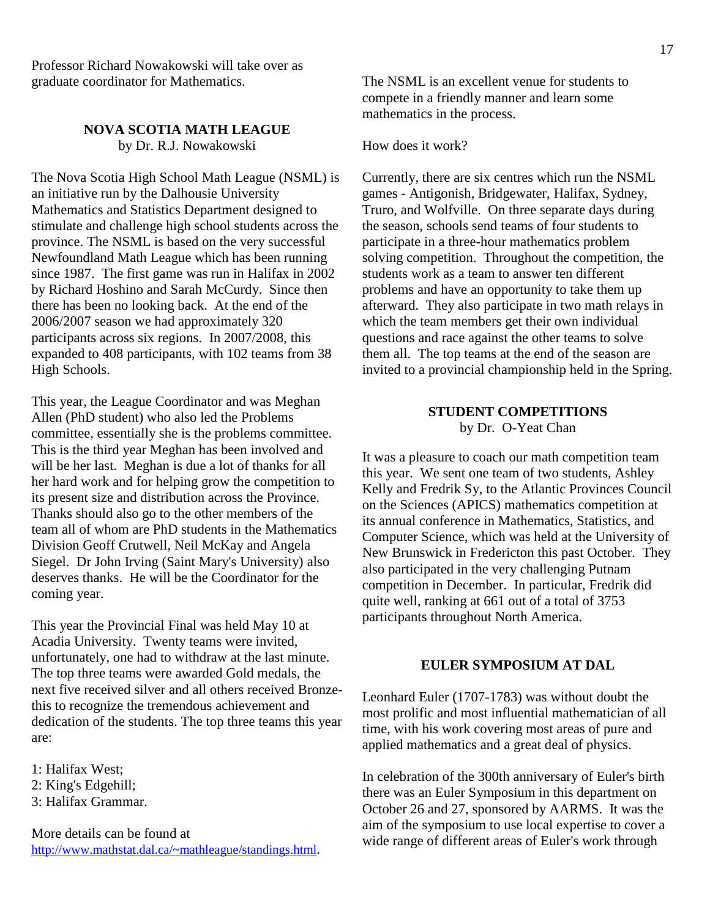Professor Richard Nowakowski will take over as graduate coordinator for Mathematics.

## NOVA SCOTIA MATH LEAGUE

by Dr. R.J. Nowakowski

The Nova Scotia High School Math League (NSML) is an initiative run by the Dalhousie University Mathematics and Statistics Department designed to stimulate and challenge high school students across the province. The NSML is based on the very successful Newfoundland Math League which has been running since 1987. The first game was run in Halifax in 2002 by Richard Hoshino and Sarah McCurdy. Since then there has been no looking back. At the end of the 2006/2007 season we had approximately 320 participants across six regions. In 2007/2008, this expanded to 408 participants, with 102 teams from 38 High Schools.

This year, the League Coordinator and was Meghan Allen (PhD student) who also led the Problems committee, essentially she is the problems committee. This is the third year Meghan has been involved and will be her last. Meghan is due a lot of thanks for all her hard work and for helping grow the competition to its present size and distribution across the Province. Thanks should also go to the other members of the team all of whom are PhD students in the Mathematics Division Geoff Crutwell, Neil McKay and Angela Siegel. Dr John Irving (Saint Mary's University) also deserves thanks. He will be the Coordinator for the coming year.

This year the Provincial Final was held May 10 at Acadia University. Twenty teams were invited, unfortunately, one had to withdraw at the last minute. The top three teams were awarded Gold medals, the next five received silver and all others received Bronze-this to recognize the tremendous achievement and dedication of the students. The top three teams this year are:

1: Halifax West;
2: King's Edgehill;
3: Halifax Grammar.

More details can be found at http://www.mathstat.dal.ca/~mathleague/standings.html.

The NSML is an excellent venue for students to compete in a friendly manner and learn some mathematics in the process.

How does it work?

Currently, there are six centres which run the NSML games - Antigonish, Bridgewater, Halifax, Sydney, Truro, and Wolfville. On three separate days during the season, schools send teams of four students to participate in a three-hour mathematics problem solving competition. Throughout the competition, the students work as a team to answer ten different problems and have an opportunity to take them up afterward. They also participate in two math relays in which the team members get their own individual questions and race against the other teams to solve them all. The top teams at the end of the season are invited to a provincial championship held in the Spring.

## STUDENT COMPETITIONS

by Dr. O-Yeat Chan

It was a pleasure to coach our math competition team this year. We sent one team of two students, Ashley Kelly and Fredrik Sy, to the Atlantic Provinces Council on the Sciences (APICS) mathematics competition at its annual conference in Mathematics, Statistics, and Computer Science, which was held at the University of New Brunswick in Fredericton this past October. They also participated in the very challenging Putnam competition in December. In particular, Fredrik did quite well, ranking at 661 out of a total of 3753 participants throughout North America.

## EULER SYMPOSIUM AT DAL

Leonhard Euler (1707-1783) was without doubt the most prolific and most influential mathematician of all time, with his work covering most areas of pure and applied mathematics and a great deal of physics.

In celebration of the 300th anniversary of Euler's birth there was an Euler Symposium in this department on October 26 and 27, sponsored by AARMS. It was the aim of the symposium to use local expertise to cover a wide range of different areas of Euler's work through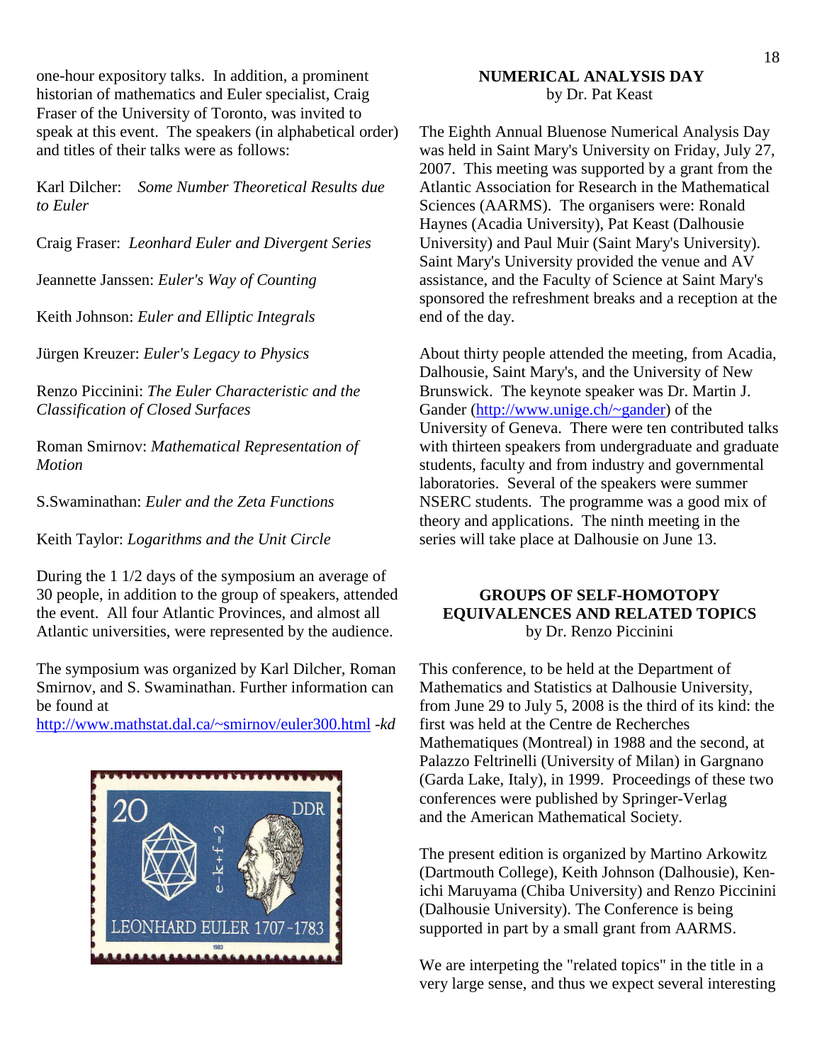one-hour expository talks. In addition, a prominent historian of mathematics and Euler specialist, Craig Fraser of the University of Toronto, was invited to speak at this event. The speakers (in alphabetical order) and titles of their talks were as follows:

Karl Dilcher: *Some Number Theoretical Results due to Euler*

Craig Fraser: *Leonhard Euler and Divergent Series*

Jeannette Janssen: *Euler's Way of Counting*

Keith Johnson: *Euler and Elliptic Integrals*

Jürgen Kreuzer: *Euler's Legacy to Physics*

Renzo Piccinini: *The Euler Characteristic and the Classification of Closed Surfaces*

Roman Smirnov: *Mathematical Representation of Motion*

S.Swaminathan: *Euler and the Zeta Functions*

Keith Taylor: *Logarithms and the Unit Circle*

During the 1 1/2 days of the symposium an average of 30 people, in addition to the group of speakers, attended the event. All four Atlantic Provinces, and almost all Atlantic universities, were represented by the audience.

The symposium was organized by Karl Dilcher, Roman Smirnov, and S. Swaminathan. Further information can be found at http://www.mathstat.dal.ca/~smirnov/euler300.html *-kd*

## NUMERICAL ANALYSIS DAY
by Dr. Pat Keast

The Eighth Annual Bluenose Numerical Analysis Day was held in Saint Mary's University on Friday, July 27, 2007. This meeting was supported by a grant from the Atlantic Association for Research in the Mathematical Sciences (AARMS). The organisers were: Ronald Haynes (Acadia University), Pat Keast (Dalhousie University) and Paul Muir (Saint Mary's University). Saint Mary's University provided the venue and AV assistance, and the Faculty of Science at Saint Mary's sponsored the refreshment breaks and a reception at the end of the day.

About thirty people attended the meeting, from Acadia, Dalhousie, Saint Mary's, and the University of New Brunswick. The keynote speaker was Dr. Martin J. Gander (http://www.unige.ch/~gander) of the University of Geneva. There were ten contributed talks with thirteen speakers from undergraduate and graduate students, faculty and from industry and governmental laboratories. Several of the speakers were summer NSERC students. The programme was a good mix of theory and applications. The ninth meeting in the series will take place at Dalhousie on June 13.

## GROUPS OF SELF-HOMOTOPY EQUIVALENCES AND RELATED TOPICS
by Dr. Renzo Piccinini

This conference, to be held at the Department of Mathematics and Statistics at Dalhousie University, from June 29 to July 5, 2008 is the third of its kind: the first was held at the Centre de Recherches Mathematiques (Montreal) in 1988 and the second, at Palazzo Feltrinelli (University of Milan) in Gargnano (Garda Lake, Italy), in 1999. Proceedings of these two conferences were published by Springer-Verlag and the American Mathematical Society.

The present edition is organized by Martino Arkowitz (Dartmouth College), Keith Johnson (Dalhousie), Ken-ichi Maruyama (Chiba University) and Renzo Piccinini (Dalhousie University). The Conference is being supported in part by a small grant from AARMS.

We are interpeting the "related topics" in the title in a very large sense, and thus we expect several interesting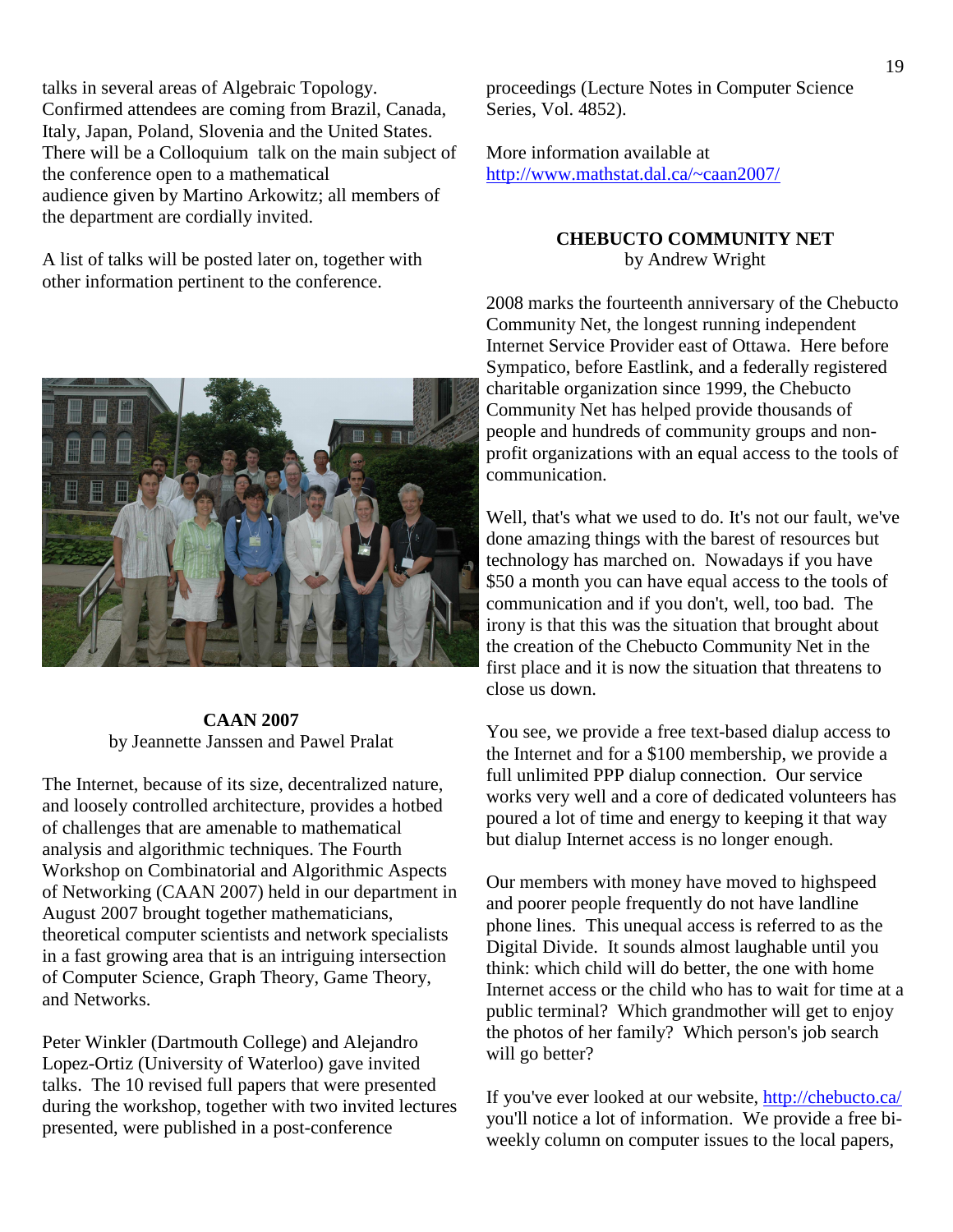talks in several areas of Algebraic Topology. Confirmed attendees are coming from Brazil, Canada, Italy, Japan, Poland, Slovenia and the United States. There will be a Colloquium talk on the main subject of the conference open to a mathematical audience given by Martino Arkowitz; all members of the department are cordially invited.

A list of talks will be posted later on, together with other information pertinent to the conference.

## CAAN 2007

by Jeannette Janssen and Pawel Pralat

The Internet, because of its size, decentralized nature, and loosely controlled architecture, provides a hotbed of challenges that are amenable to mathematical analysis and algorithmic techniques. The Fourth Workshop on Combinatorial and Algorithmic Aspects of Networking (CAAN 2007) held in our department in August 2007 brought together mathematicians, theoretical computer scientists and network specialists in a fast growing area that is an intriguing intersection of Computer Science, Graph Theory, Game Theory, and Networks.

Peter Winkler (Dartmouth College) and Alejandro Lopez-Ortiz (University of Waterloo) gave invited talks. The 10 revised full papers that were presented during the workshop, together with two invited lectures presented, were published in a post-conference proceedings (Lecture Notes in Computer Science Series, Vol. 4852).

More information available at http://www.mathstat.dal.ca/~caan2007/

## CHEBUCTO COMMUNITY NET

by Andrew Wright

2008 marks the fourteenth anniversary of the Chebucto Community Net, the longest running independent Internet Service Provider east of Ottawa. Here before Sympatico, before Eastlink, and a federally registered charitable organization since 1999, the Chebucto Community Net has helped provide thousands of people and hundreds of community groups and non-profit organizations with an equal access to the tools of communication.

Well, that's what we used to do. It's not our fault, we've done amazing things with the barest of resources but technology has marched on. Nowadays if you have $50 a month you can have equal access to the tools of communication and if you don't, well, too bad. The irony is that this was the situation that brought about the creation of the Chebucto Community Net in the first place and it is now the situation that threatens to close us down.

You see, we provide a free text-based dialup access to the Internet and for a $100 membership, we provide a full unlimited PPP dialup connection. Our service works very well and a core of dedicated volunteers has poured a lot of time and energy to keeping it that way but dialup Internet access is no longer enough.

Our members with money have moved to highspeed and poorer people frequently do not have landline phone lines. This unequal access is referred to as the Digital Divide. It sounds almost laughable until you think: which child will do better, the one with home Internet access or the child who has to wait for time at a public terminal? Which grandmother will get to enjoy the photos of her family? Which person's job search will go better?

If you've ever looked at our website, http://chebucto.ca/ you'll notice a lot of information. We provide a free bi-weekly column on computer issues to the local papers,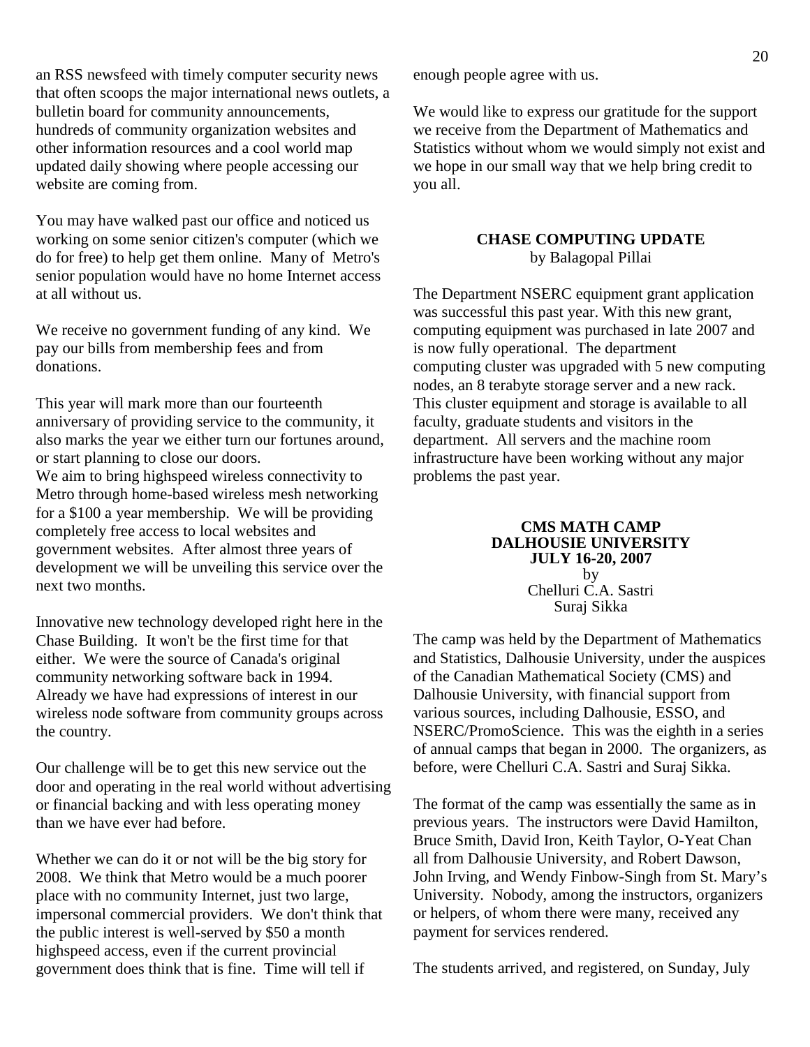an RSS newsfeed with timely computer security news that often scoops the major international news outlets, a bulletin board for community announcements, hundreds of community organization websites and other information resources and a cool world map updated daily showing where people accessing our website are coming from.

You may have walked past our office and noticed us working on some senior citizen's computer (which we do for free) to help get them online. Many of Metro's senior population would have no home Internet access at all without us.

We receive no government funding of any kind. We pay our bills from membership fees and from donations.

This year will mark more than our fourteenth anniversary of providing service to the community, it also marks the year we either turn our fortunes around, or start planning to close our doors.
We aim to bring highspeed wireless connectivity to Metro through home-based wireless mesh networking for a $100 a year membership. We will be providing completely free access to local websites and government websites. After almost three years of development we will be unveiling this service over the next two months.

Innovative new technology developed right here in the Chase Building. It won't be the first time for that either. We were the source of Canada's original community networking software back in 1994. Already we have had expressions of interest in our wireless node software from community groups across the country.

Our challenge will be to get this new service out the door and operating in the real world without advertising or financial backing and with less operating money than we have ever had before.

Whether we can do it or not will be the big story for 2008. We think that Metro would be a much poorer place with no community Internet, just two large, impersonal commercial providers. We don't think that the public interest is well-served by $50 a month highspeed access, even if the current provincial government does think that is fine. Time will tell if enough people agree with us.

We would like to express our gratitude for the support we receive from the Department of Mathematics and Statistics without whom we would simply not exist and we hope in our small way that we help bring credit to you all.

## CHASE COMPUTING UPDATE

by Balagopal Pillai

The Department NSERC equipment grant application was successful this past year. With this new grant, computing equipment was purchased in late 2007 and is now fully operational. The department computing cluster was upgraded with 5 new computing nodes, an 8 terabyte storage server and a new rack. This cluster equipment and storage is available to all faculty, graduate students and visitors in the department. All servers and the machine room infrastructure have been working without any major problems the past year.

## CMS MATH CAMP DALHOUSIE UNIVERSITY JULY 16-20, 2007

by
Chelluri C.A. Sastri
Suraj Sikka

The camp was held by the Department of Mathematics and Statistics, Dalhousie University, under the auspices of the Canadian Mathematical Society (CMS) and Dalhousie University, with financial support from various sources, including Dalhousie, ESSO, and NSERC/PromoScience. This was the eighth in a series of annual camps that began in 2000. The organizers, as before, were Chelluri C.A. Sastri and Suraj Sikka.

The format of the camp was essentially the same as in previous years. The instructors were David Hamilton, Bruce Smith, David Iron, Keith Taylor, O-Yeat Chan all from Dalhousie University, and Robert Dawson, John Irving, and Wendy Finbow-Singh from St. Mary's University. Nobody, among the instructors, organizers or helpers, of whom there were many, received any payment for services rendered.

The students arrived, and registered, on Sunday, July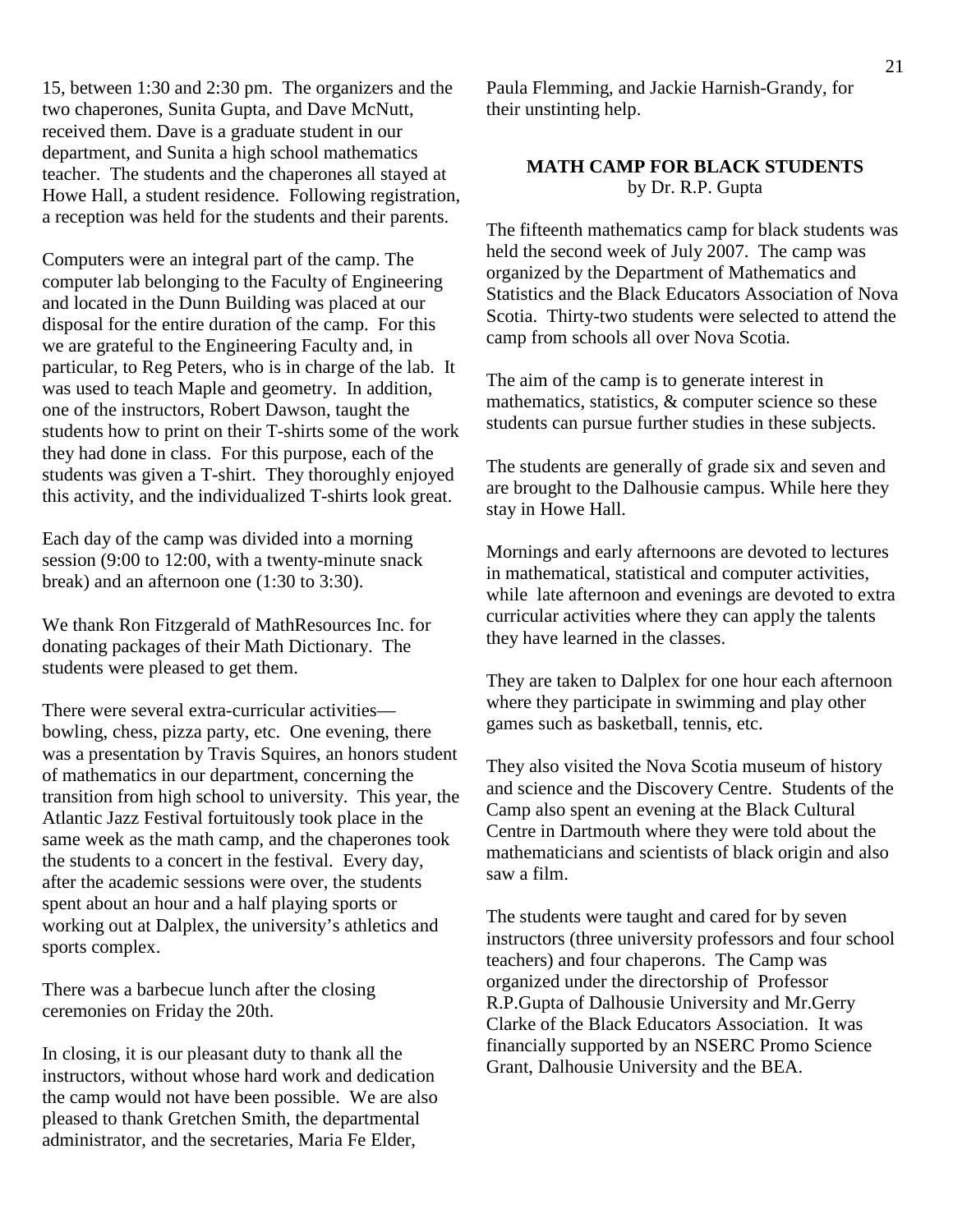15, between 1:30 and 2:30 pm. The organizers and the two chaperones, Sunita Gupta, and Dave McNutt, received them. Dave is a graduate student in our department, and Sunita a high school mathematics teacher. The students and the chaperones all stayed at Howe Hall, a student residence. Following registration, a reception was held for the students and their parents.

Computers were an integral part of the camp. The computer lab belonging to the Faculty of Engineering and located in the Dunn Building was placed at our disposal for the entire duration of the camp. For this we are grateful to the Engineering Faculty and, in particular, to Reg Peters, who is in charge of the lab. It was used to teach Maple and geometry. In addition, one of the instructors, Robert Dawson, taught the students how to print on their T-shirts some of the work they had done in class. For this purpose, each of the students was given a T-shirt. They thoroughly enjoyed this activity, and the individualized T-shirts look great.

Each day of the camp was divided into a morning session (9:00 to 12:00, with a twenty-minute snack break) and an afternoon one (1:30 to 3:30).

We thank Ron Fitzgerald of MathResources Inc. for donating packages of their Math Dictionary. The students were pleased to get them.

There were several extra-curricular activities—bowling, chess, pizza party, etc. One evening, there was a presentation by Travis Squires, an honors student of mathematics in our department, concerning the transition from high school to university. This year, the Atlantic Jazz Festival fortuitously took place in the same week as the math camp, and the chaperones took the students to a concert in the festival. Every day, after the academic sessions were over, the students spent about an hour and a half playing sports or working out at Dalplex, the university's athletics and sports complex.

There was a barbecue lunch after the closing ceremonies on Friday the 20th.

In closing, it is our pleasant duty to thank all the instructors, without whose hard work and dedication the camp would not have been possible. We are also pleased to thank Gretchen Smith, the departmental administrator, and the secretaries, Maria Fe Elder, Paula Flemming, and Jackie Harnish-Grandy, for their unstinting help.

## MATH CAMP FOR BLACK STUDENTS

by Dr. R.P. Gupta

The fifteenth mathematics camp for black students was held the second week of July 2007. The camp was organized by the Department of Mathematics and Statistics and the Black Educators Association of Nova Scotia. Thirty-two students were selected to attend the camp from schools all over Nova Scotia.

The aim of the camp is to generate interest in mathematics, statistics, & computer science so these students can pursue further studies in these subjects.

The students are generally of grade six and seven and are brought to the Dalhousie campus. While here they stay in Howe Hall.

Mornings and early afternoons are devoted to lectures in mathematical, statistical and computer activities, while late afternoon and evenings are devoted to extra curricular activities where they can apply the talents they have learned in the classes.

They are taken to Dalplex for one hour each afternoon where they participate in swimming and play other games such as basketball, tennis, etc.

They also visited the Nova Scotia museum of history and science and the Discovery Centre. Students of the Camp also spent an evening at the Black Cultural Centre in Dartmouth where they were told about the mathematicians and scientists of black origin and also saw a film.

The students were taught and cared for by seven instructors (three university professors and four school teachers) and four chaperons. The Camp was organized under the directorship of Professor R.P.Gupta of Dalhousie University and Mr.Gerry Clarke of the Black Educators Association. It was financially supported by an NSERC Promo Science Grant, Dalhousie University and the BEA.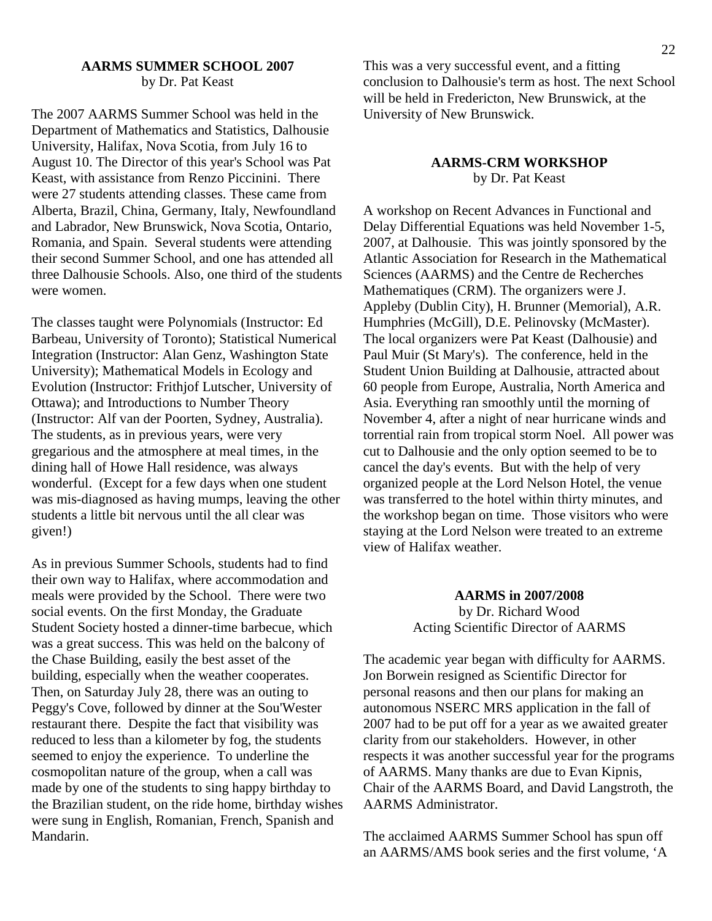## AARMS SUMMER SCHOOL 2007

by Dr. Pat Keast

The 2007 AARMS Summer School was held in the Department of Mathematics and Statistics, Dalhousie University, Halifax, Nova Scotia, from July 16 to August 10. The Director of this year's School was Pat Keast, with assistance from Renzo Piccinini. There were 27 students attending classes. These came from Alberta, Brazil, China, Germany, Italy, Newfoundland and Labrador, New Brunswick, Nova Scotia, Ontario, Romania, and Spain. Several students were attending their second Summer School, and one has attended all three Dalhousie Schools. Also, one third of the students were women.

The classes taught were Polynomials (Instructor: Ed Barbeau, University of Toronto); Statistical Numerical Integration (Instructor: Alan Genz, Washington State University); Mathematical Models in Ecology and Evolution (Instructor: Frithjof Lutscher, University of Ottawa); and Introductions to Number Theory (Instructor: Alf van der Poorten, Sydney, Australia). The students, as in previous years, were very gregarious and the atmosphere at meal times, in the dining hall of Howe Hall residence, was always wonderful. (Except for a few days when one student was mis-diagnosed as having mumps, leaving the other students a little bit nervous until the all clear was given!)

As in previous Summer Schools, students had to find their own way to Halifax, where accommodation and meals were provided by the School. There were two social events. On the first Monday, the Graduate Student Society hosted a dinner-time barbecue, which was a great success. This was held on the balcony of the Chase Building, easily the best asset of the building, especially when the weather cooperates. Then, on Saturday July 28, there was an outing to Peggy's Cove, followed by dinner at the Sou'Wester restaurant there. Despite the fact that visibility was reduced to less than a kilometer by fog, the students seemed to enjoy the experience. To underline the cosmopolitan nature of the group, when a call was made by one of the students to sing happy birthday to the Brazilian student, on the ride home, birthday wishes were sung in English, Romanian, French, Spanish and Mandarin.

This was a very successful event, and a fitting conclusion to Dalhousie's term as host. The next School will be held in Fredericton, New Brunswick, at the University of New Brunswick.

## AARMS-CRM WORKSHOP

by Dr. Pat Keast

A workshop on Recent Advances in Functional and Delay Differential Equations was held November 1-5, 2007, at Dalhousie. This was jointly sponsored by the Atlantic Association for Research in the Mathematical Sciences (AARMS) and the Centre de Recherches Mathematiques (CRM). The organizers were J. Appleby (Dublin City), H. Brunner (Memorial), A.R. Humphries (McGill), D.E. Pelinovsky (McMaster). The local organizers were Pat Keast (Dalhousie) and Paul Muir (St Mary's). The conference, held in the Student Union Building at Dalhousie, attracted about 60 people from Europe, Australia, North America and Asia. Everything ran smoothly until the morning of November 4, after a night of near hurricane winds and torrential rain from tropical storm Noel. All power was cut to Dalhousie and the only option seemed to be to cancel the day's events. But with the help of very organized people at the Lord Nelson Hotel, the venue was transferred to the hotel within thirty minutes, and the workshop began on time. Those visitors who were staying at the Lord Nelson were treated to an extreme view of Halifax weather.

## AARMS in 2007/2008

by Dr. Richard Wood
Acting Scientific Director of AARMS

The academic year began with difficulty for AARMS. Jon Borwein resigned as Scientific Director for personal reasons and then our plans for making an autonomous NSERC MRS application in the fall of 2007 had to be put off for a year as we awaited greater clarity from our stakeholders. However, in other respects it was another successful year for the programs of AARMS. Many thanks are due to Evan Kipnis, Chair of the AARMS Board, and David Langstroth, the AARMS Administrator.

The acclaimed AARMS Summer School has spun off an AARMS/AMS book series and the first volume, 'A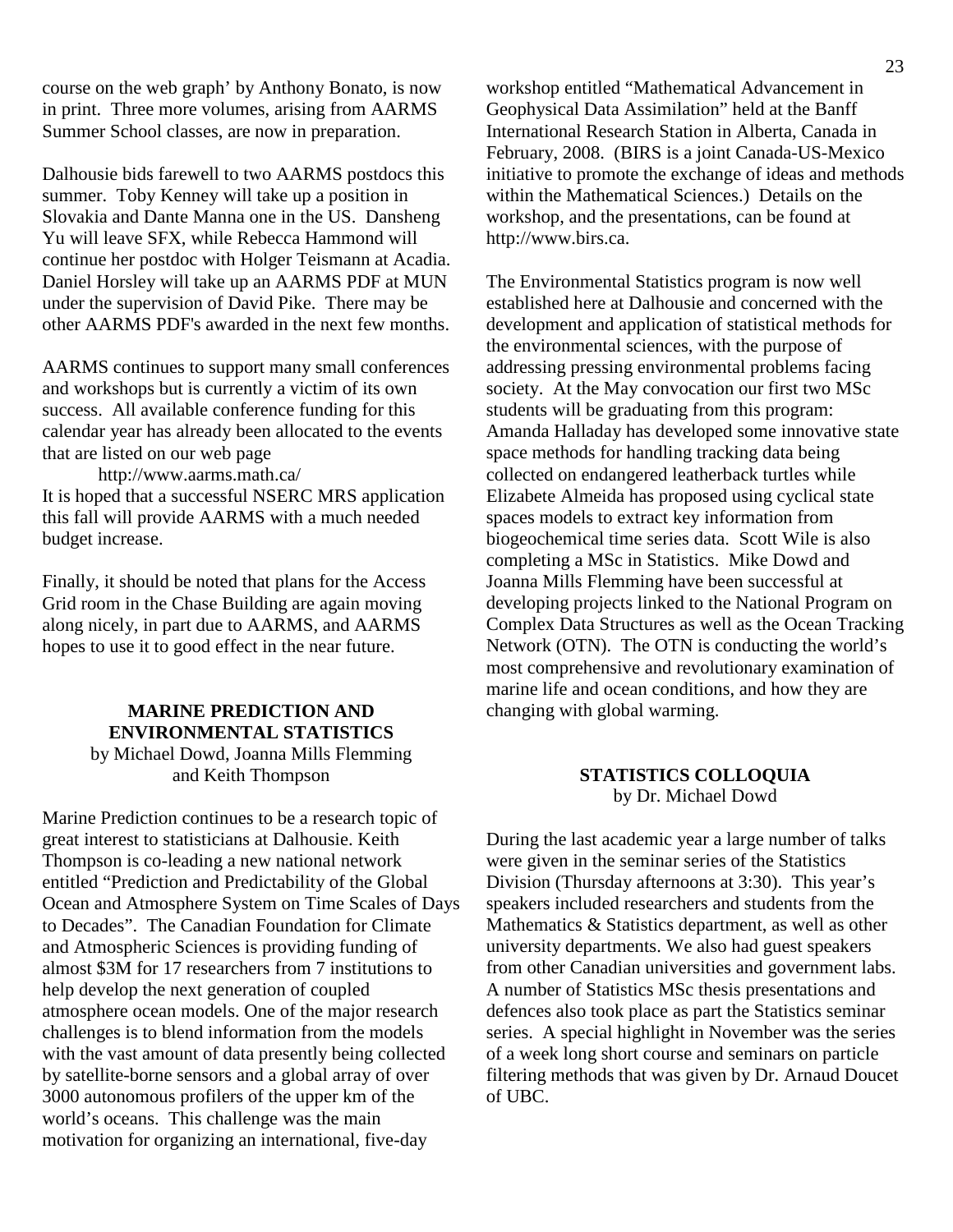course on the web graph' by Anthony Bonato, is now in print. Three more volumes, arising from AARMS Summer School classes, are now in preparation.

Dalhousie bids farewell to two AARMS postdocs this summer. Toby Kenney will take up a position in Slovakia and Dante Manna one in the US. Dansheng Yu will leave SFX, while Rebecca Hammond will continue her postdoc with Holger Teismann at Acadia. Daniel Horsley will take up an AARMS PDF at MUN under the supervision of David Pike. There may be other AARMS PDF's awarded in the next few months.

AARMS continues to support many small conferences and workshops but is currently a victim of its own success. All available conference funding for this calendar year has already been allocated to the events that are listed on our web page

http://www.aarms.math.ca/

It is hoped that a successful NSERC MRS application this fall will provide AARMS with a much needed budget increase.

Finally, it should be noted that plans for the Access Grid room in the Chase Building are again moving along nicely, in part due to AARMS, and AARMS hopes to use it to good effect in the near future.

## MARINE PREDICTION AND ENVIRONMENTAL STATISTICS

by Michael Dowd, Joanna Mills Flemming and Keith Thompson

Marine Prediction continues to be a research topic of great interest to statisticians at Dalhousie. Keith Thompson is co-leading a new national network entitled "Prediction and Predictability of the Global Ocean and Atmosphere System on Time Scales of Days to Decades". The Canadian Foundation for Climate and Atmospheric Sciences is providing funding of almost \$3M for 17 researchers from 7 institutions to help develop the next generation of coupled atmosphere ocean models. One of the major research challenges is to blend information from the models with the vast amount of data presently being collected by satellite-borne sensors and a global array of over 3000 autonomous profilers of the upper km of the world's oceans. This challenge was the main motivation for organizing an international, five-day workshop entitled "Mathematical Advancement in Geophysical Data Assimilation" held at the Banff International Research Station in Alberta, Canada in February, 2008. (BIRS is a joint Canada-US-Mexico initiative to promote the exchange of ideas and methods within the Mathematical Sciences.) Details on the workshop, and the presentations, can be found at http://www.birs.ca.

The Environmental Statistics program is now well established here at Dalhousie and concerned with the development and application of statistical methods for the environmental sciences, with the purpose of addressing pressing environmental problems facing society. At the May convocation our first two MSc students will be graduating from this program: Amanda Halladay has developed some innovative state space methods for handling tracking data being collected on endangered leatherback turtles while Elizabete Almeida has proposed using cyclical state spaces models to extract key information from biogeochemical time series data. Scott Wile is also completing a MSc in Statistics. Mike Dowd and Joanna Mills Flemming have been successful at developing projects linked to the National Program on Complex Data Structures as well as the Ocean Tracking Network (OTN). The OTN is conducting the world's most comprehensive and revolutionary examination of marine life and ocean conditions, and how they are changing with global warming.

## STATISTICS COLLOQUIA

by Dr. Michael Dowd

During the last academic year a large number of talks were given in the seminar series of the Statistics Division (Thursday afternoons at 3:30). This year's speakers included researchers and students from the Mathematics & Statistics department, as well as other university departments. We also had guest speakers from other Canadian universities and government labs. A number of Statistics MSc thesis presentations and defences also took place as part the Statistics seminar series. A special highlight in November was the series of a week long short course and seminars on particle filtering methods that was given by Dr. Arnaud Doucet of UBC.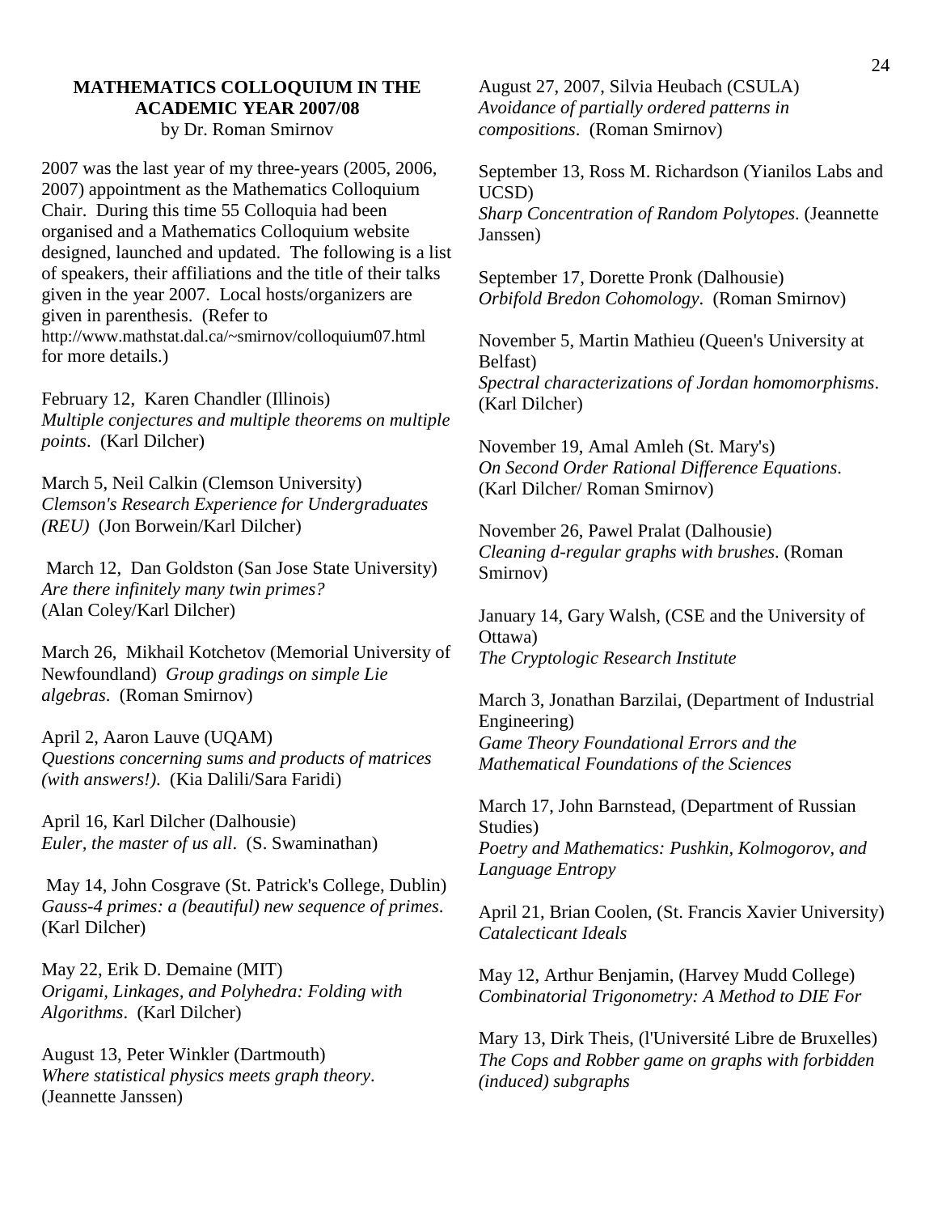## MATHEMATICS COLLOQUIUM IN THE ACADEMIC YEAR 2007/08

by Dr. Roman Smirnov

2007 was the last year of my three-years (2005, 2006, 2007) appointment as the Mathematics Colloquium Chair. During this time 55 Colloquia had been organised and a Mathematics Colloquium website designed, launched and updated. The following is a list of speakers, their affiliations and the title of their talks given in the year 2007. Local hosts/organizers are given in parenthesis. (Refer to http://www.mathstat.dal.ca/~smirnov/colloquium07.html for more details.)

February 12, Karen Chandler (Illinois)
*Multiple conjectures and multiple theorems on multiple points*. (Karl Dilcher)

March 5, Neil Calkin (Clemson University)
*Clemson's Research Experience for Undergraduates (REU)* (Jon Borwein/Karl Dilcher)

March 12, Dan Goldston (San Jose State University)
*Are there infinitely many twin primes?*
(Alan Coley/Karl Dilcher)

March 26, Mikhail Kotchetov (Memorial University of Newfoundland) *Group gradings on simple Lie algebras*. (Roman Smirnov)

April 2, Aaron Lauve (UQAM)
*Questions concerning sums and products of matrices (with answers!)*. (Kia Dalili/Sara Faridi)

April 16, Karl Dilcher (Dalhousie)
*Euler, the master of us all*. (S. Swaminathan)

May 14, John Cosgrave (St. Patrick's College, Dublin)
*Gauss-4 primes: a (beautiful) new sequence of primes*. (Karl Dilcher)

May 22, Erik D. Demaine (MIT)
*Origami, Linkages, and Polyhedra: Folding with Algorithms*. (Karl Dilcher)

August 13, Peter Winkler (Dartmouth)
*Where statistical physics meets graph theory*. (Jeannette Janssen)

August 27, 2007, Silvia Heubach (CSULA)
*Avoidance of partially ordered patterns in compositions*. (Roman Smirnov)

September 13, Ross M. Richardson (Yianilos Labs and UCSD)
*Sharp Concentration of Random Polytopes*. (Jeannette Janssen)

September 17, Dorette Pronk (Dalhousie)
*Orbifold Bredon Cohomology*. (Roman Smirnov)

November 5, Martin Mathieu (Queen's University at Belfast)
*Spectral characterizations of Jordan homomorphisms*. (Karl Dilcher)

November 19, Amal Amleh (St. Mary's)
*On Second Order Rational Difference Equations*. (Karl Dilcher/ Roman Smirnov)

November 26, Pawel Pralat (Dalhousie)
*Cleaning d-regular graphs with brushes*. (Roman Smirnov)

January 14, Gary Walsh, (CSE and the University of Ottawa)
*The Cryptologic Research Institute*

March 3, Jonathan Barzilai, (Department of Industrial Engineering)
*Game Theory Foundational Errors and the Mathematical Foundations of the Sciences*

March 17, John Barnstead, (Department of Russian Studies)
*Poetry and Mathematics: Pushkin, Kolmogorov, and Language Entropy*

April 21, Brian Coolen, (St. Francis Xavier University)
*Catalecticant Ideals*

May 12, Arthur Benjamin, (Harvey Mudd College)
*Combinatorial Trigonometry: A Method to DIE For*

Mary 13, Dirk Theis, (l'Université Libre de Bruxelles)
*The Cops and Robber game on graphs with forbidden (induced) subgraphs*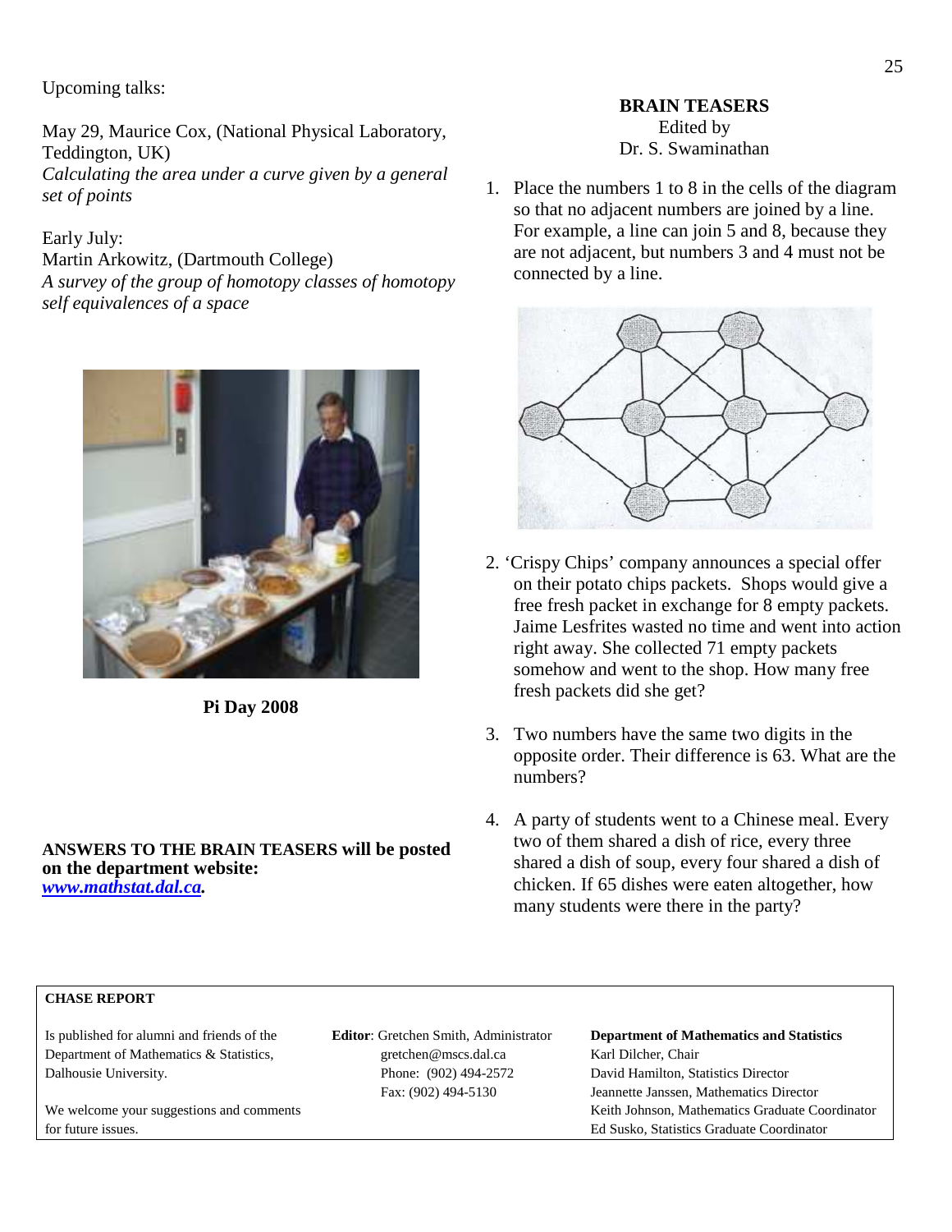Upcoming talks:

May 29, Maurice Cox, (National Physical Laboratory, Teddington, UK)
*Calculating the area under a curve given by a general set of points*

Early July:
Martin Arkowitz, (Dartmouth College)
*A survey of the group of homotopy classes of homotopy self equivalences of a space*

**Pi Day 2008**

**ANSWERS TO THE BRAIN TEASERS will be posted on the department website: *www.mathstat.dal.ca*.**

## BRAIN TEASERS

Edited by
Dr. S. Swaminathan

1. Place the numbers 1 to 8 in the cells of the diagram so that no adjacent numbers are joined by a line. For example, a line can join 5 and 8, because they are not adjacent, but numbers 3 and 4 must not be connected by a line.

2. 'Crispy Chips' company announces a special offer on their potato chips packets. Shops would give a free fresh packet in exchange for 8 empty packets. Jaime Lesfrites wasted no time and went into action right away. She collected 71 empty packets somehow and went to the shop. How many free fresh packets did she get?

3. Two numbers have the same two digits in the opposite order. Their difference is 63. What are the numbers?

4. A party of students went to a Chinese meal. Every two of them shared a dish of rice, every three shared a dish of soup, every four shared a dish of chicken. If 65 dishes were eaten altogether, how many students were there in the party?

---

**CHASE REPORT**

Is published for alumni and friends of the Department of Mathematics & Statistics, Dalhousie University.

We welcome your suggestions and comments for future issues.

**Editor**: Gretchen Smith, Administrator
gretchen@mscs.dal.ca
Phone: (902) 494-2572
Fax: (902) 494-5130

**Department of Mathematics and Statistics**
Karl Dilcher, Chair
David Hamilton, Statistics Director
Jeannette Janssen, Mathematics Director
Keith Johnson, Mathematics Graduate Coordinator
Ed Susko, Statistics Graduate Coordinator